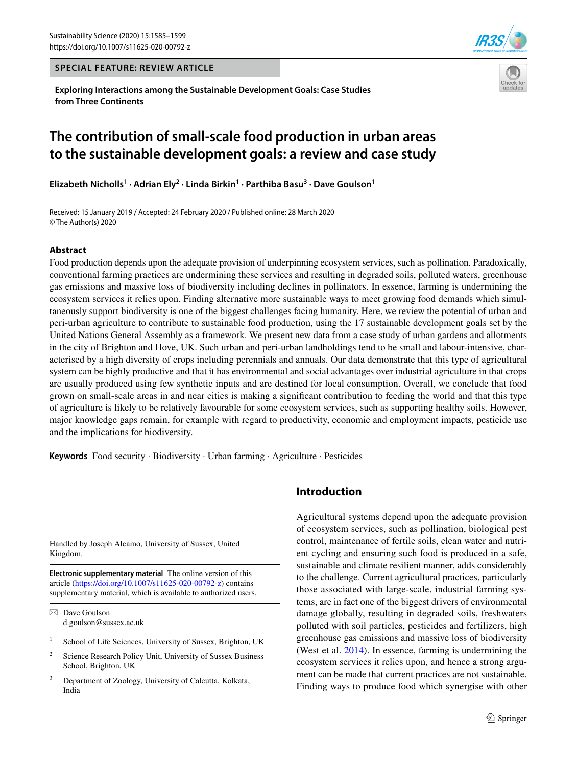SPECIAL FEATURE: REVIEW ARTICLE

**Exploring Interactions among the Sustainable Development Goals: Case Studies from Three Continents**

# The contribution of small-scale food production in urban areas to the sustainable development goals: a review and case study

**Elizabeth Nicholls[1] · Adrian Ely[2] · Linda Birkin[1] · Parthiba Basu[3] · Dave Goulson[1]**

Received: 15 January 2019 / Accepted: 24 February 2020 / Published online: 28 March 2020
© The Author(s) 2020

## Abstract

Food production depends upon the adequate provision of underpinning ecosystem services, such as pollination. Paradoxically, conventional farming practices are undermining these services and resulting in degraded soils, polluted waters, greenhouse gas emissions and massive loss of biodiversity including declines in pollinators. In essence, farming is undermining the ecosystem services it relies upon. Finding alternative more sustainable ways to meet growing food demands which simultaneously support biodiversity is one of the biggest challenges facing humanity. Here, we review the potential of urban and peri-urban agriculture to contribute to sustainable food production, using the 17 sustainable development goals set by the United Nations General Assembly as a framework. We present new data from a case study of urban gardens and allotments in the city of Brighton and Hove, UK. Such urban and peri-urban landholdings tend to be small and labour-intensive, characterised by a high diversity of crops including perennials and annuals. Our data demonstrate that this type of agricultural system can be highly productive and that it has environmental and social advantages over industrial agriculture in that crops are usually produced using few synthetic inputs and are destined for local consumption. Overall, we conclude that food grown on small-scale areas in and near cities is making a significant contribution to feeding the world and that this type of agriculture is likely to be relatively favourable for some ecosystem services, such as supporting healthy soils. However, major knowledge gaps remain, for example with regard to productivity, economic and employment impacts, pesticide use and the implications for biodiversity.

**Keywords** Food security · Biodiversity · Urban farming · Agriculture · Pesticides

## Introduction

Agricultural systems depend upon the adequate provision of ecosystem services, such as pollination, biological pest control, maintenance of fertile soils, clean water and nutrient cycling and ensuring such food is produced in a safe, sustainable and climate resilient manner, adds considerably to the challenge. Current agricultural practices, particularly those associated with large-scale, industrial farming systems, are in fact one of the biggest drivers of environmental damage globally, resulting in degraded soils, freshwaters polluted with soil particles, pesticides and fertilizers, high greenhouse gas emissions and massive loss of biodiversity (West et al. 2014). In essence, farming is undermining the ecosystem services it relies upon, and hence a strong argument can be made that current practices are not sustainable. Finding ways to produce food which synergise with other

---

Handled by Joseph Alcamo, University of Sussex, United Kingdom.

**Electronic supplementary material** The online version of this article (https://doi.org/10.1007/s11625-020-00792-z) contains supplementary material, which is available to authorized users.

✉ Dave Goulson
d.goulson@sussex.ac.uk

[1] School of Life Sciences, University of Sussex, Brighton, UK

[2] Science Research Policy Unit, University of Sussex Business School, Brighton, UK

[3] Department of Zoology, University of Calcutta, Kolkata, India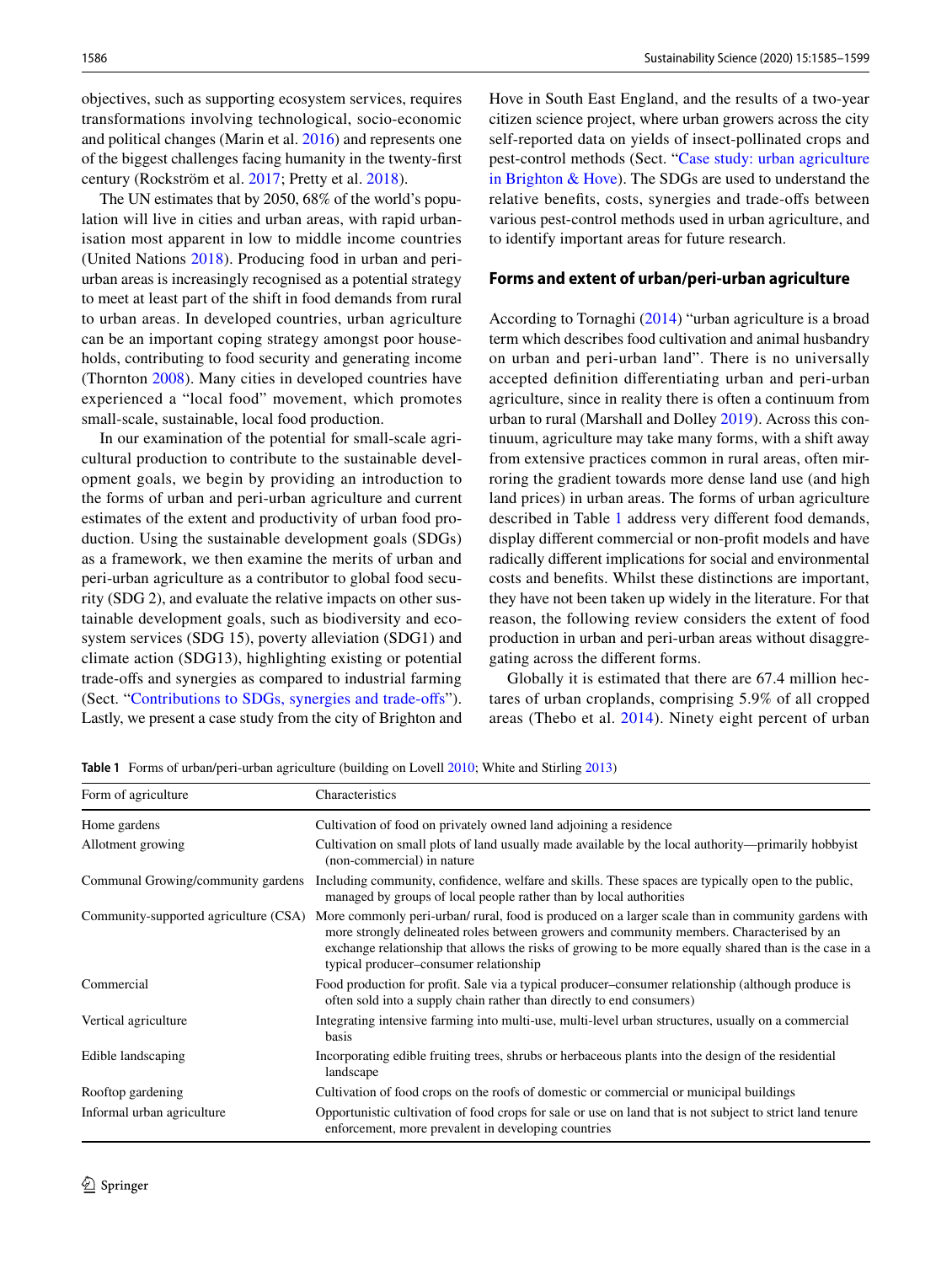objectives, such as supporting ecosystem services, requires transformations involving technological, socio-economic and political changes (Marin et al. 2016) and represents one of the biggest challenges facing humanity in the twenty-first century (Rockström et al. 2017; Pretty et al. 2018).

The UN estimates that by 2050, 68% of the world's population will live in cities and urban areas, with rapid urbanisation most apparent in low to middle income countries (United Nations 2018). Producing food in urban and peri-urban areas is increasingly recognised as a potential strategy to meet at least part of the shift in food demands from rural to urban areas. In developed countries, urban agriculture can be an important coping strategy amongst poor households, contributing to food security and generating income (Thornton 2008). Many cities in developed countries have experienced a "local food" movement, which promotes small-scale, sustainable, local food production.

In our examination of the potential for small-scale agricultural production to contribute to the sustainable development goals, we begin by providing an introduction to the forms of urban and peri-urban agriculture and current estimates of the extent and productivity of urban food production. Using the sustainable development goals (SDGs) as a framework, we then examine the merits of urban and peri-urban agriculture as a contributor to global food security (SDG 2), and evaluate the relative impacts on other sustainable development goals, such as biodiversity and ecosystem services (SDG 15), poverty alleviation (SDG1) and climate action (SDG13), highlighting existing or potential trade-offs and synergies as compared to industrial farming (Sect. "Contributions to SDGs, synergies and trade-offs"). Lastly, we present a case study from the city of Brighton and Hove in South East England, and the results of a two-year citizen science project, where urban growers across the city self-reported data on yields of insect-pollinated crops and pest-control methods (Sect. "Case study: urban agriculture in Brighton & Hove). The SDGs are used to understand the relative benefits, costs, synergies and trade-offs between various pest-control methods used in urban agriculture, and to identify important areas for future research.

## Forms and extent of urban/peri-urban agriculture

According to Tornaghi (2014) "urban agriculture is a broad term which describes food cultivation and animal husbandry on urban and peri-urban land". There is no universally accepted definition differentiating urban and peri-urban agriculture, since in reality there is often a continuum from urban to rural (Marshall and Dolley 2019). Across this continuum, agriculture may take many forms, with a shift away from extensive practices common in rural areas, often mirroring the gradient towards more dense land use (and high land prices) in urban areas. The forms of urban agriculture described in Table 1 address very different food demands, display different commercial or non-profit models and have radically different implications for social and environmental costs and benefits. Whilst these distinctions are important, they have not been taken up widely in the literature. For that reason, the following review considers the extent of food production in urban and peri-urban areas without disaggregating across the different forms.

Globally it is estimated that there are 67.4 million hectares of urban croplands, comprising 5.9% of all cropped areas (Thebo et al. 2014). Ninety eight percent of urban

**Table 1** Forms of urban/peri-urban agriculture (building on Lovell 2010; White and Stirling 2013)

| Form of agriculture | Characteristics |
|---|---|
| Home gardens | Cultivation of food on privately owned land adjoining a residence |
| Allotment growing | Cultivation on small plots of land usually made available by the local authority—primarily hobbyist (non-commercial) in nature |
| Communal Growing/community gardens | Including community, confidence, welfare and skills. These spaces are typically open to the public, managed by groups of local people rather than by local authorities |
| Community-supported agriculture (CSA) | More commonly peri-urban/ rural, food is produced on a larger scale than in community gardens with more strongly delineated roles between growers and community members. Characterised by an exchange relationship that allows the risks of growing to be more equally shared than is the case in a typical producer–consumer relationship |
| Commercial | Food production for profit. Sale via a typical producer–consumer relationship (although produce is often sold into a supply chain rather than directly to end consumers) |
| Vertical agriculture | Integrating intensive farming into multi-use, multi-level urban structures, usually on a commercial basis |
| Edible landscaping | Incorporating edible fruiting trees, shrubs or herbaceous plants into the design of the residential landscape |
| Rooftop gardening | Cultivation of food crops on the roofs of domestic or commercial or municipal buildings |
| Informal urban agriculture | Opportunistic cultivation of food crops for sale or use on land that is not subject to strict land tenure enforcement, more prevalent in developing countries |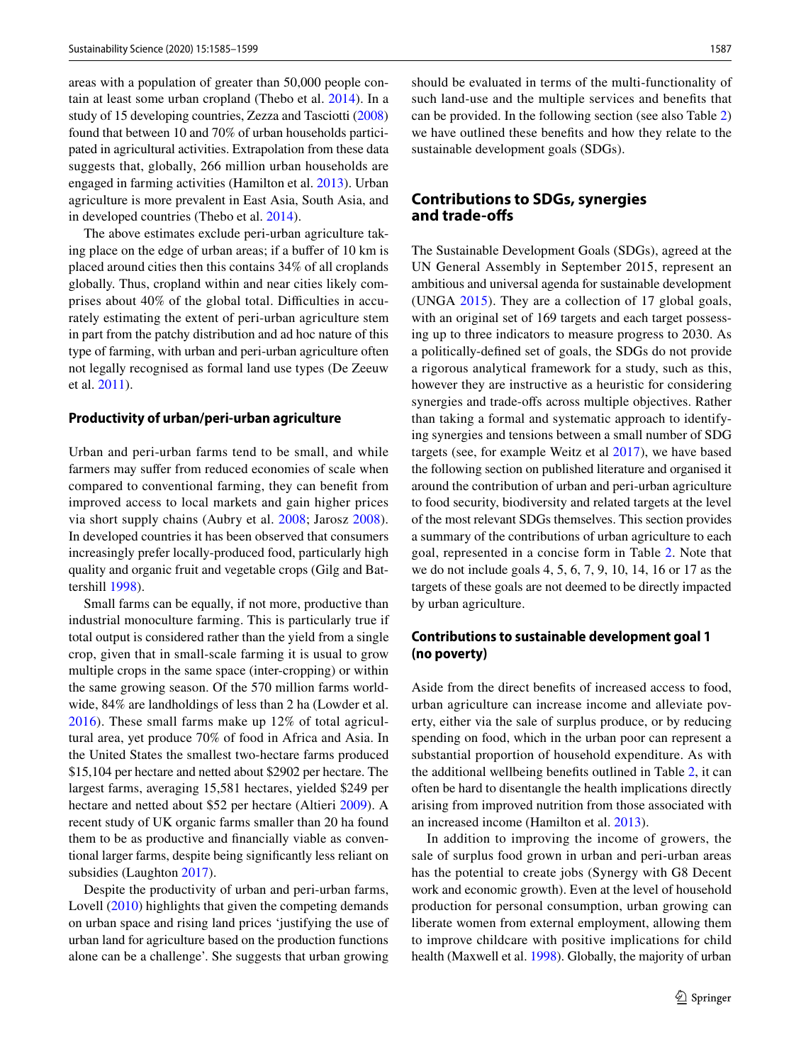areas with a population of greater than 50,000 people contain at least some urban cropland (Thebo et al. 2014). In a study of 15 developing countries, Zezza and Tasciotti (2008) found that between 10 and 70% of urban households participated in agricultural activities. Extrapolation from these data suggests that, globally, 266 million urban households are engaged in farming activities (Hamilton et al. 2013). Urban agriculture is more prevalent in East Asia, South Asia, and in developed countries (Thebo et al. 2014).

The above estimates exclude peri-urban agriculture taking place on the edge of urban areas; if a buffer of 10 km is placed around cities then this contains 34% of all croplands globally. Thus, cropland within and near cities likely comprises about 40% of the global total. Difficulties in accurately estimating the extent of peri-urban agriculture stem in part from the patchy distribution and ad hoc nature of this type of farming, with urban and peri-urban agriculture often not legally recognised as formal land use types (De Zeeuw et al. 2011).

### Productivity of urban/peri-urban agriculture

Urban and peri-urban farms tend to be small, and while farmers may suffer from reduced economies of scale when compared to conventional farming, they can benefit from improved access to local markets and gain higher prices via short supply chains (Aubry et al. 2008; Jarosz 2008). In developed countries it has been observed that consumers increasingly prefer locally-produced food, particularly high quality and organic fruit and vegetable crops (Gilg and Battershill 1998).

Small farms can be equally, if not more, productive than industrial monoculture farming. This is particularly true if total output is considered rather than the yield from a single crop, given that in small-scale farming it is usual to grow multiple crops in the same space (inter-cropping) or within the same growing season. Of the 570 million farms worldwide, 84% are landholdings of less than 2 ha (Lowder et al. 2016). These small farms make up 12% of total agricultural area, yet produce 70% of food in Africa and Asia. In the United States the smallest two-hectare farms produced \$15,104 per hectare and netted about \$2902 per hectare. The largest farms, averaging 15,581 hectares, yielded \$249 per hectare and netted about \$52 per hectare (Altieri 2009). A recent study of UK organic farms smaller than 20 ha found them to be as productive and financially viable as conventional larger farms, despite being significantly less reliant on subsidies (Laughton 2017).

Despite the productivity of urban and peri-urban farms, Lovell (2010) highlights that given the competing demands on urban space and rising land prices 'justifying the use of urban land for agriculture based on the production functions alone can be a challenge'. She suggests that urban growing should be evaluated in terms of the multi-functionality of such land-use and the multiple services and benefits that can be provided. In the following section (see also Table 2) we have outlined these benefits and how they relate to the sustainable development goals (SDGs).

## Contributions to SDGs, synergies and trade-offs

The Sustainable Development Goals (SDGs), agreed at the UN General Assembly in September 2015, represent an ambitious and universal agenda for sustainable development (UNGA 2015). They are a collection of 17 global goals, with an original set of 169 targets and each target possessing up to three indicators to measure progress to 2030. As a politically-defined set of goals, the SDGs do not provide a rigorous analytical framework for a study, such as this, however they are instructive as a heuristic for considering synergies and trade-offs across multiple objectives. Rather than taking a formal and systematic approach to identifying synergies and tensions between a small number of SDG targets (see, for example Weitz et al 2017), we have based the following section on published literature and organised it around the contribution of urban and peri-urban agriculture to food security, biodiversity and related targets at the level of the most relevant SDGs themselves. This section provides a summary of the contributions of urban agriculture to each goal, represented in a concise form in Table 2. Note that we do not include goals 4, 5, 6, 7, 9, 10, 14, 16 or 17 as the targets of these goals are not deemed to be directly impacted by urban agriculture.

### Contributions to sustainable development goal 1 (no poverty)

Aside from the direct benefits of increased access to food, urban agriculture can increase income and alleviate poverty, either via the sale of surplus produce, or by reducing spending on food, which in the urban poor can represent a substantial proportion of household expenditure. As with the additional wellbeing benefits outlined in Table 2, it can often be hard to disentangle the health implications directly arising from improved nutrition from those associated with an increased income (Hamilton et al. 2013).

In addition to improving the income of growers, the sale of surplus food grown in urban and peri-urban areas has the potential to create jobs (Synergy with G8 Decent work and economic growth). Even at the level of household production for personal consumption, urban growing can liberate women from external employment, allowing them to improve childcare with positive implications for child health (Maxwell et al. 1998). Globally, the majority of urban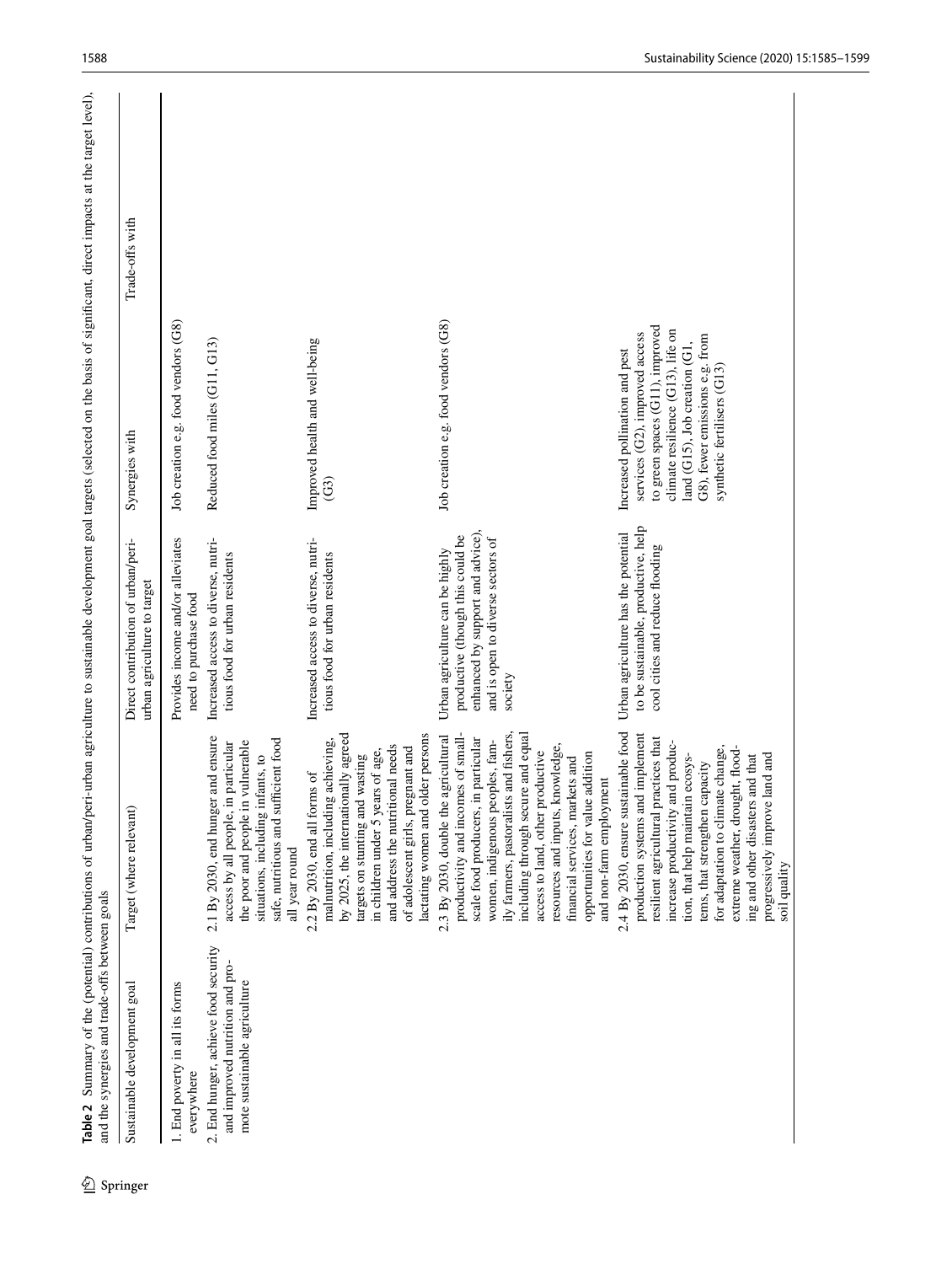**Table 2** Summary of the (potential) contributions of urban/peri-urban agriculture to sustainable development goal targets (selected on the basis of significant, direct impacts at the target level), and the synergies and trade-offs between goals

| Sustainable development goal | Target (where relevant) | Direct contribution of urban/peri-urban agriculture to target | Synergies with | Trade-offs with |
|---|---|---|---|---|
| 1. End poverty in all its forms everywhere | | Provides income and/or alleviates need to purchase food | Job creation e.g. food vendors (G8) | |
| 2. End hunger, achieve food security and improved nutrition and promote sustainable agriculture | 2.1 By 2030, end hunger and ensure access by all people, in particular the poor and people in vulnerable situations, including infants, to safe, nutritious and sufficient food all year round | Increased access to diverse, nutritious food for urban residents | Reduced food miles (G11, G13) | |
| | 2.2 By 2030, end all forms of malnutrition, including achieving, by 2025, the internationally agreed targets on stunting and wasting in children under 5 years of age, and address the nutritional needs of adolescent girls, pregnant and lactating women and older persons | Increased access to diverse, nutritious food for urban residents | Improved health and well-being (G3) | |
| | 2.3 By 2030, double the agricultural productivity and incomes of small-scale food producers, in particular women, indigenous peoples, family farmers, pastoralists and fishers, including through secure and equal access to land, other productive resources and inputs, knowledge, financial services, markets and opportunities for value addition and non-farm employment | Urban agriculture can be highly productive (though this could be enhanced by support and advice), and is open to diverse sectors of society | Job creation e.g. food vendors (G8) | |
| | 2.4 By 2030, ensure sustainable food production systems and implement resilient agricultural practices that increase productivity and production, that help maintain ecosystems, that strengthen capacity for adaptation to climate change, extreme weather, drought, flooding and other disasters and that progressively improve land and soil quality | Urban agriculture has the potential to be sustainable, productive, help cool cities and reduce flooding | Increased pollination and pest services (G2), improved access to green spaces (G11), improved climate resilience (G13), life on land (G15), Job creation (G1, G8), fewer emissions e.g. from synthetic fertilisers (G13) | |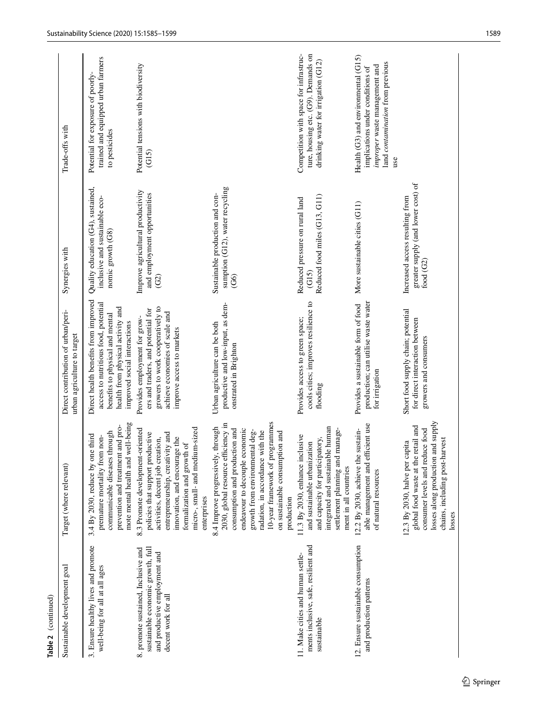**Table 2** (continued)

| Sustainable development goal | Target (where relevant) | Direct contribution of urban/peri-urban agriculture to target | Synergies with | Trade-offs with |
|---|---|---|---|---|
| 3. Ensure healthy lives and promote well-being for all at all ages | 3.4 By 2030, reduce by one third premature mortality from non-communicable diseases through prevention and treatment and promote mental health and well-being | Direct health benefits from improved access to nutritious food, potential benefits to physical and mental health from physical activity and improved social interactions | Quality education (G4), sustained, inclusive and sustainable economic growth (G8) | Potential for exposure of poorly-trained and equipped urban farmers to pesticides |
| 8. promote sustained, Inclusive and sustainable economic growth, full and productive employment and decent work for all | 8.3 Promote development-oriented policies that support productive activities, decent job creation, entrepreneurship, creativity and innovation, and encourage the formalization and growth of micro-, small- and medium-sized enterprises | Provides employment for growers and traders, and potential for growers to work cooperatively to achieve economies of scale and improve access to markets | Improve agricultural productivity and employment opportunities (G2) | Potential tensions with biodiversity (G15) |
| | 8.4 Improve progressively, through 2030, global resource efficiency in consumption and production and endeavour to decouple economic growth from environmental degradation, in accordance with the 10-year framework of programmes on sustainable consumption and production | Urban agriculture can be both productive and low-input, as demonstrated in Brighton | Sustainable production and consumption (G12), water recycling (G6) | |
| 11. Make cities and human settlements inclusive, safe, resilient and sustainable | 11.3 By 2030, enhance inclusive and sustainable urbanization and capacity for participatory, integrated and sustainable human settlement planning and management in all countries | Provides access to green space; cools cities; improves resilience to flooding | Reduced pressure on rural land (G15)<br>Reduced food miles (G13, G11) | Competition with space for infrastructure, housing etc. (G9). Demands on drinking water for irrigation (G12) |
| 12. Ensure sustainable consumption and production patterns | 12.2 By 2030, achieve the sustainable management and efficient use of natural resources | Provides a sustainable form of food production; can utilise waste water for irrigation | More sustainable cities (G11) | Health (G3) and environmental (G15) implications under conditions of *improper* waste management and land *contamination* from previous use |
| | 12.3 By 2030, halve per capita global food waste at the retail and consumer levels and reduce food losses along production and supply chains, including post-harvest losses | Short food supply chain; potential for direct interaction between growers and consumers | Increased access resulting from greater supply (and lower cost) of food (G2) | |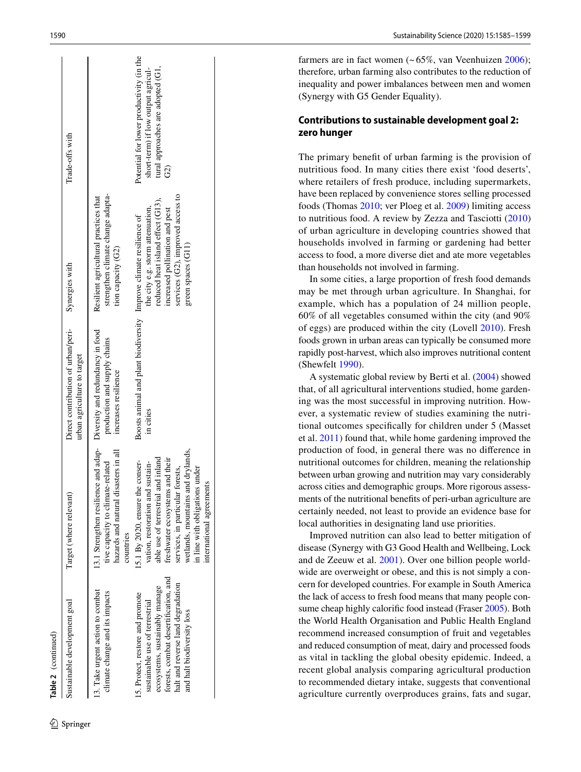**Table 2** (continued)

| Sustainable development goal | Target (where relevant) | Direct contribution of urban/peri-urban agriculture to target | Synergies with | Trade-offs with |
| --- | --- | --- | --- | --- |
| 13. Take urgent action to combat climate change and its impacts | 13.1 Strengthen resilience and adaptive capacity to climate-related hazards and natural disasters in all countries | Diversity and redundancy in food production and supply chains increases resilience | Resilient agricultural practices that strengthen climate change adaptation capacity (G2) | |
| 15. Protect, restore and promote sustainable use of terrestrial ecosystems, sustainably manage forests, combat desertification, and halt and reverse land degradation and halt biodiversity loss | 15.1 By 2020, ensure the conservation, restoration and sustainable use of terrestrial and inland freshwater ecosystems and their services, in particular forests, wetlands, mountains and drylands, in line with obligations under international agreements | Boosts animal and plant biodiversity in cities | Improve climate resilience of the city e.g. storm attenuation, reduced heat island effect (G13), increased pollination and pest services (G2), improved access to green spaces (G11) | Potential for lower productivity (in the short-term) if low output agricultural approaches are adopted (G1, G2) |

farmers are in fact women (~65%, van Veenhuizen 2006); therefore, urban farming also contributes to the reduction of inequality and power imbalances between men and women (Synergy with G5 Gender Equality).

## Contributions to sustainable development goal 2: zero hunger

The primary benefit of urban farming is the provision of nutritious food. In many cities there exist 'food deserts', where retailers of fresh produce, including supermarkets, have been replaced by convenience stores selling processed foods (Thomas 2010; ver Ploeg et al. 2009) limiting access to nutritious food. A review by Zezza and Tasciotti (2010) of urban agriculture in developing countries showed that households involved in farming or gardening had better access to food, a more diverse diet and ate more vegetables than households not involved in farming.

In some cities, a large proportion of fresh food demands may be met through urban agriculture. In Shanghai, for example, which has a population of 24 million people, 60% of all vegetables consumed within the city (and 90% of eggs) are produced within the city (Lovell 2010). Fresh foods grown in urban areas can typically be consumed more rapidly post-harvest, which also improves nutritional content (Shewfelt 1990).

A systematic global review by Berti et al. (2004) showed that, of all agricultural interventions studied, home gardening was the most successful in improving nutrition. However, a systematic review of studies examining the nutritional outcomes specifically for children under 5 (Masset et al. 2011) found that, while home gardening improved the production of food, in general there was no difference in nutritional outcomes for children, meaning the relationship between urban growing and nutrition may vary considerably across cities and demographic groups. More rigorous assessments of the nutritional benefits of peri-urban agriculture are certainly needed, not least to provide an evidence base for local authorities in designating land use priorities.

Improved nutrition can also lead to better mitigation of disease (Synergy with G3 Good Health and Wellbeing, Lock and de Zeeuw et al. 2001). Over one billion people worldwide are overweight or obese, and this is not simply a concern for developed countries. For example in South America the lack of access to fresh food means that many people consume cheap highly calorific food instead (Fraser 2005). Both the World Health Organisation and Public Health England recommend increased consumption of fruit and vegetables and reduced consumption of meat, dairy and processed foods as vital in tackling the global obesity epidemic. Indeed, a recent global analysis comparing agricultural production to recommended dietary intake, suggests that conventional agriculture currently overproduces grains, fats and sugar,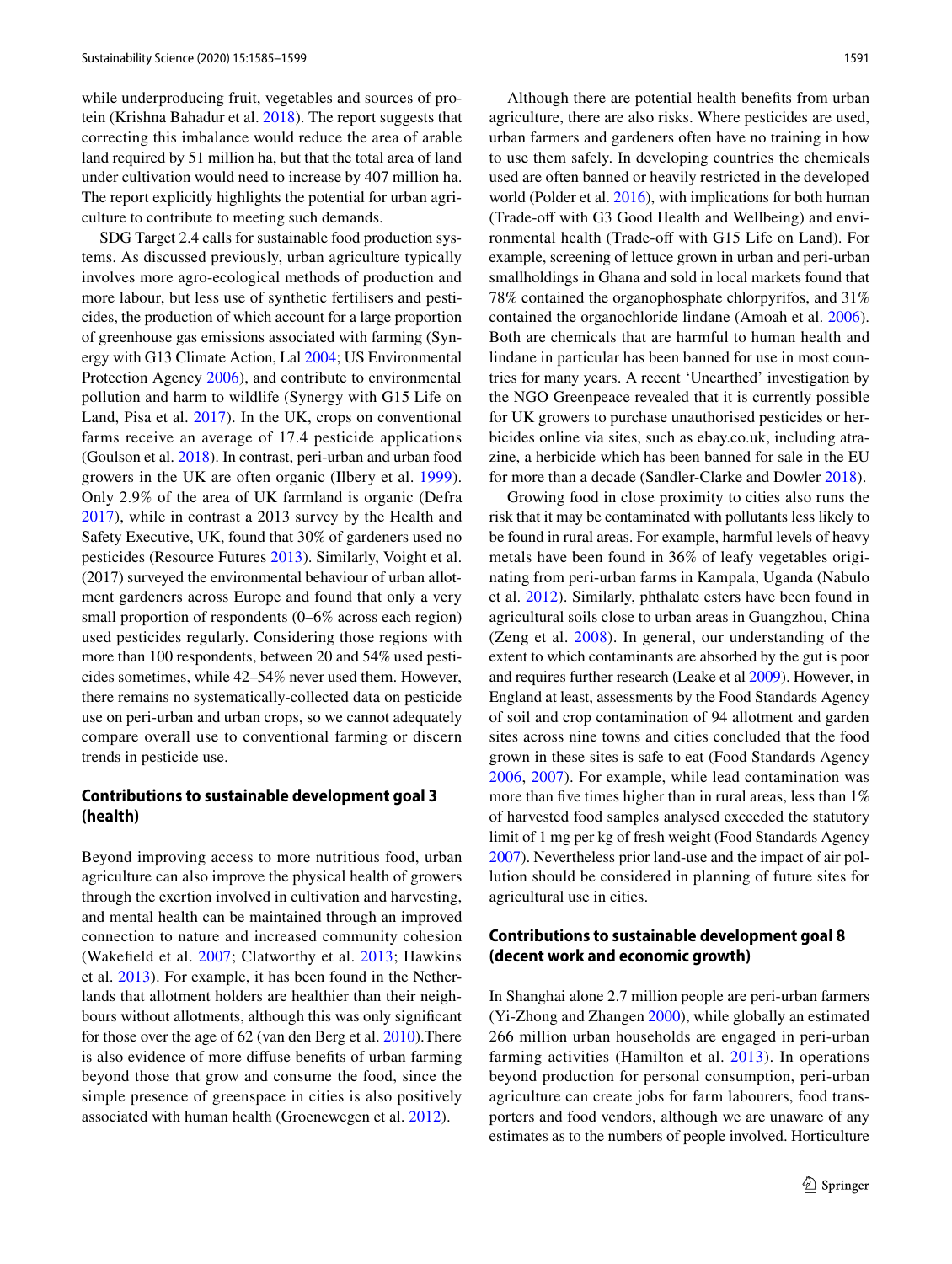while underproducing fruit, vegetables and sources of protein (Krishna Bahadur et al. 2018). The report suggests that correcting this imbalance would reduce the area of arable land required by 51 million ha, but that the total area of land under cultivation would need to increase by 407 million ha. The report explicitly highlights the potential for urban agriculture to contribute to meeting such demands.

SDG Target 2.4 calls for sustainable food production systems. As discussed previously, urban agriculture typically involves more agro-ecological methods of production and more labour, but less use of synthetic fertilisers and pesticides, the production of which account for a large proportion of greenhouse gas emissions associated with farming (Synergy with G13 Climate Action, Lal 2004; US Environmental Protection Agency 2006), and contribute to environmental pollution and harm to wildlife (Synergy with G15 Life on Land, Pisa et al. 2017). In the UK, crops on conventional farms receive an average of 17.4 pesticide applications (Goulson et al. 2018). In contrast, peri-urban and urban food growers in the UK are often organic (Ilbery et al. 1999). Only 2.9% of the area of UK farmland is organic (Defra 2017), while in contrast a 2013 survey by the Health and Safety Executive, UK, found that 30% of gardeners used no pesticides (Resource Futures 2013). Similarly, Voight et al. (2017) surveyed the environmental behaviour of urban allotment gardeners across Europe and found that only a very small proportion of respondents (0–6% across each region) used pesticides regularly. Considering those regions with more than 100 respondents, between 20 and 54% used pesticides sometimes, while 42–54% never used them. However, there remains no systematically-collected data on pesticide use on peri-urban and urban crops, so we cannot adequately compare overall use to conventional farming or discern trends in pesticide use.

## Contributions to sustainable development goal 3 (health)

Beyond improving access to more nutritious food, urban agriculture can also improve the physical health of growers through the exertion involved in cultivation and harvesting, and mental health can be maintained through an improved connection to nature and increased community cohesion (Wakefield et al. 2007; Clatworthy et al. 2013; Hawkins et al. 2013). For example, it has been found in the Netherlands that allotment holders are healthier than their neighbours without allotments, although this was only significant for those over the age of 62 (van den Berg et al. 2010).There is also evidence of more diffuse benefits of urban farming beyond those that grow and consume the food, since the simple presence of greenspace in cities is also positively associated with human health (Groenewegen et al. 2012).

Although there are potential health benefits from urban agriculture, there are also risks. Where pesticides are used, urban farmers and gardeners often have no training in how to use them safely. In developing countries the chemicals used are often banned or heavily restricted in the developed world (Polder et al. 2016), with implications for both human (Trade-off with G3 Good Health and Wellbeing) and environmental health (Trade-off with G15 Life on Land). For example, screening of lettuce grown in urban and peri-urban smallholdings in Ghana and sold in local markets found that 78% contained the organophosphate chlorpyrifos, and 31% contained the organochloride lindane (Amoah et al. 2006). Both are chemicals that are harmful to human health and lindane in particular has been banned for use in most countries for many years. A recent 'Unearthed' investigation by the NGO Greenpeace revealed that it is currently possible for UK growers to purchase unauthorised pesticides or herbicides online via sites, such as ebay.co.uk, including atrazine, a herbicide which has been banned for sale in the EU for more than a decade (Sandler-Clarke and Dowler 2018).

Growing food in close proximity to cities also runs the risk that it may be contaminated with pollutants less likely to be found in rural areas. For example, harmful levels of heavy metals have been found in 36% of leafy vegetables originating from peri-urban farms in Kampala, Uganda (Nabulo et al. 2012). Similarly, phthalate esters have been found in agricultural soils close to urban areas in Guangzhou, China (Zeng et al. 2008). In general, our understanding of the extent to which contaminants are absorbed by the gut is poor and requires further research (Leake et al 2009). However, in England at least, assessments by the Food Standards Agency of soil and crop contamination of 94 allotment and garden sites across nine towns and cities concluded that the food grown in these sites is safe to eat (Food Standards Agency 2006, 2007). For example, while lead contamination was more than five times higher than in rural areas, less than 1% of harvested food samples analysed exceeded the statutory limit of 1 mg per kg of fresh weight (Food Standards Agency 2007). Nevertheless prior land-use and the impact of air pollution should be considered in planning of future sites for agricultural use in cities.

## Contributions to sustainable development goal 8 (decent work and economic growth)

In Shanghai alone 2.7 million people are peri-urban farmers (Yi-Zhong and Zhangen 2000), while globally an estimated 266 million urban households are engaged in peri-urban farming activities (Hamilton et al. 2013). In operations beyond production for personal consumption, peri-urban agriculture can create jobs for farm labourers, food transporters and food vendors, although we are unaware of any estimates as to the numbers of people involved. Horticulture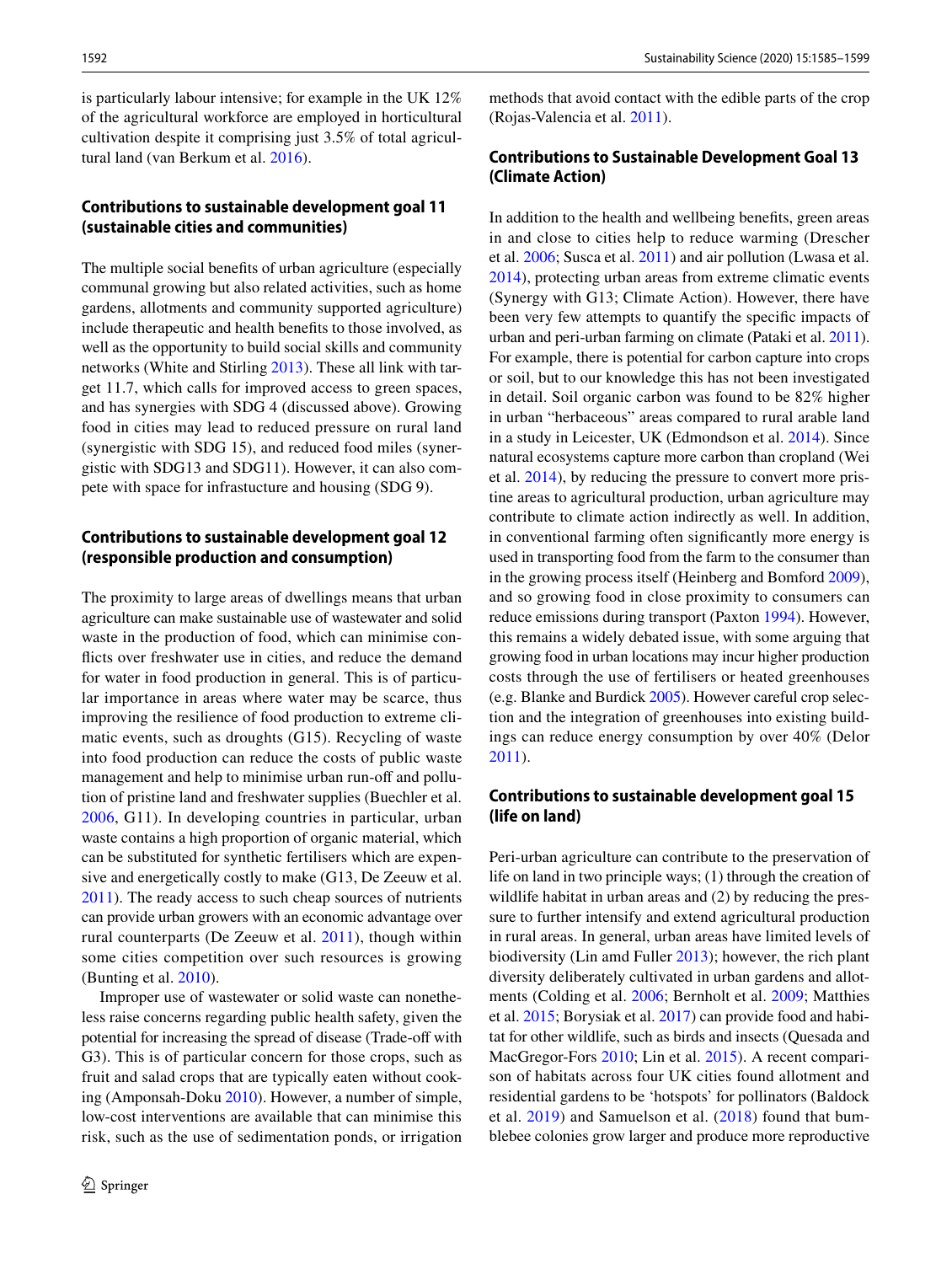is particularly labour intensive; for example in the UK 12% of the agricultural workforce are employed in horticultural cultivation despite it comprising just 3.5% of total agricultural land (van Berkum et al. 2016).

### Contributions to sustainable development goal 11 (sustainable cities and communities)

The multiple social benefits of urban agriculture (especially communal growing but also related activities, such as home gardens, allotments and community supported agriculture) include therapeutic and health benefits to those involved, as well as the opportunity to build social skills and community networks (White and Stirling 2013). These all link with target 11.7, which calls for improved access to green spaces, and has synergies with SDG 4 (discussed above). Growing food in cities may lead to reduced pressure on rural land (synergistic with SDG 15), and reduced food miles (synergistic with SDG13 and SDG11). However, it can also compete with space for infrastucture and housing (SDG 9).

### Contributions to sustainable development goal 12 (responsible production and consumption)

The proximity to large areas of dwellings means that urban agriculture can make sustainable use of wastewater and solid waste in the production of food, which can minimise conflicts over freshwater use in cities, and reduce the demand for water in food production in general. This is of particular importance in areas where water may be scarce, thus improving the resilience of food production to extreme climatic events, such as droughts (G15). Recycling of waste into food production can reduce the costs of public waste management and help to minimise urban run-off and pollution of pristine land and freshwater supplies (Buechler et al. 2006, G11). In developing countries in particular, urban waste contains a high proportion of organic material, which can be substituted for synthetic fertilisers which are expensive and energetically costly to make (G13, De Zeeuw et al. 2011). The ready access to such cheap sources of nutrients can provide urban growers with an economic advantage over rural counterparts (De Zeeuw et al. 2011), though within some cities competition over such resources is growing (Bunting et al. 2010).

Improper use of wastewater or solid waste can nonetheless raise concerns regarding public health safety, given the potential for increasing the spread of disease (Trade-off with G3). This is of particular concern for those crops, such as fruit and salad crops that are typically eaten without cooking (Amponsah-Doku 2010). However, a number of simple, low-cost interventions are available that can minimise this risk, such as the use of sedimentation ponds, or irrigation methods that avoid contact with the edible parts of the crop (Rojas-Valencia et al. 2011).

### Contributions to Sustainable Development Goal 13 (Climate Action)

In addition to the health and wellbeing benefits, green areas in and close to cities help to reduce warming (Drescher et al. 2006; Susca et al. 2011) and air pollution (Lwasa et al. 2014), protecting urban areas from extreme climatic events (Synergy with G13; Climate Action). However, there have been very few attempts to quantify the specific impacts of urban and peri-urban farming on climate (Pataki et al. 2011). For example, there is potential for carbon capture into crops or soil, but to our knowledge this has not been investigated in detail. Soil organic carbon was found to be 82% higher in urban "herbaceous" areas compared to rural arable land in a study in Leicester, UK (Edmondson et al. 2014). Since natural ecosystems capture more carbon than cropland (Wei et al. 2014), by reducing the pressure to convert more pristine areas to agricultural production, urban agriculture may contribute to climate action indirectly as well. In addition, in conventional farming often significantly more energy is used in transporting food from the farm to the consumer than in the growing process itself (Heinberg and Bomford 2009), and so growing food in close proximity to consumers can reduce emissions during transport (Paxton 1994). However, this remains a widely debated issue, with some arguing that growing food in urban locations may incur higher production costs through the use of fertilisers or heated greenhouses (e.g. Blanke and Burdick 2005). However careful crop selection and the integration of greenhouses into existing buildings can reduce energy consumption by over 40% (Delor 2011).

### Contributions to sustainable development goal 15 (life on land)

Peri-urban agriculture can contribute to the preservation of life on land in two principle ways; (1) through the creation of wildlife habitat in urban areas and (2) by reducing the pressure to further intensify and extend agricultural production in rural areas. In general, urban areas have limited levels of biodiversity (Lin amd Fuller 2013); however, the rich plant diversity deliberately cultivated in urban gardens and allotments (Colding et al. 2006; Bernholt et al. 2009; Matthies et al. 2015; Borysiak et al. 2017) can provide food and habitat for other wildlife, such as birds and insects (Quesada and MacGregor-Fors 2010; Lin et al. 2015). A recent comparison of habitats across four UK cities found allotment and residential gardens to be 'hotspots' for pollinators (Baldock et al. 2019) and Samuelson et al. (2018) found that bumblebee colonies grow larger and produce more reproductive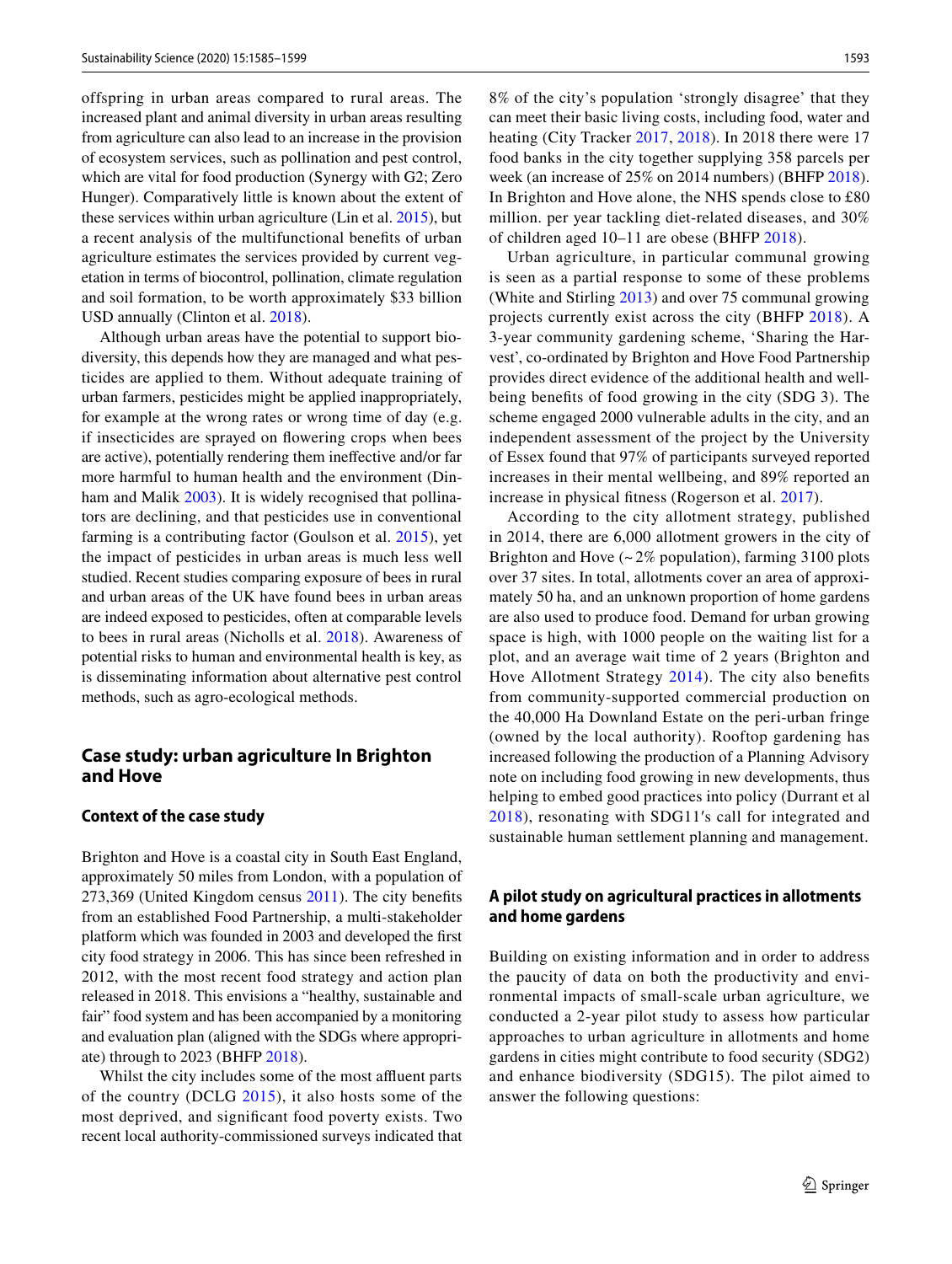offspring in urban areas compared to rural areas. The increased plant and animal diversity in urban areas resulting from agriculture can also lead to an increase in the provision of ecosystem services, such as pollination and pest control, which are vital for food production (Synergy with G2; Zero Hunger). Comparatively little is known about the extent of these services within urban agriculture (Lin et al. 2015), but a recent analysis of the multifunctional benefits of urban agriculture estimates the services provided by current vegetation in terms of biocontrol, pollination, climate regulation and soil formation, to be worth approximately $33 billion USD annually (Clinton et al. 2018).

Although urban areas have the potential to support biodiversity, this depends how they are managed and what pesticides are applied to them. Without adequate training of urban farmers, pesticides might be applied inappropriately, for example at the wrong rates or wrong time of day (e.g. if insecticides are sprayed on flowering crops when bees are active), potentially rendering them ineffective and/or far more harmful to human health and the environment (Dinham and Malik 2003). It is widely recognised that pollinators are declining, and that pesticides use in conventional farming is a contributing factor (Goulson et al. 2015), yet the impact of pesticides in urban areas is much less well studied. Recent studies comparing exposure of bees in rural and urban areas of the UK have found bees in urban areas are indeed exposed to pesticides, often at comparable levels to bees in rural areas (Nicholls et al. 2018). Awareness of potential risks to human and environmental health is key, as is disseminating information about alternative pest control methods, such as agro-ecological methods.

## Case study: urban agriculture In Brighton and Hove

### Context of the case study

Brighton and Hove is a coastal city in South East England, approximately 50 miles from London, with a population of 273,369 (United Kingdom census 2011). The city benefits from an established Food Partnership, a multi-stakeholder platform which was founded in 2003 and developed the first city food strategy in 2006. This has since been refreshed in 2012, with the most recent food strategy and action plan released in 2018. This envisions a "healthy, sustainable and fair" food system and has been accompanied by a monitoring and evaluation plan (aligned with the SDGs where appropriate) through to 2023 (BHFP 2018).

Whilst the city includes some of the most affluent parts of the country (DCLG 2015), it also hosts some of the most deprived, and significant food poverty exists. Two recent local authority-commissioned surveys indicated that 8% of the city's population 'strongly disagree' that they can meet their basic living costs, including food, water and heating (City Tracker 2017, 2018). In 2018 there were 17 food banks in the city together supplying 358 parcels per week (an increase of 25% on 2014 numbers) (BHFP 2018). In Brighton and Hove alone, the NHS spends close to £80 million. per year tackling diet-related diseases, and 30% of children aged 10–11 are obese (BHFP 2018).

Urban agriculture, in particular communal growing is seen as a partial response to some of these problems (White and Stirling 2013) and over 75 communal growing projects currently exist across the city (BHFP 2018). A 3-year community gardening scheme, 'Sharing the Harvest', co-ordinated by Brighton and Hove Food Partnership provides direct evidence of the additional health and well-being benefits of food growing in the city (SDG 3). The scheme engaged 2000 vulnerable adults in the city, and an independent assessment of the project by the University of Essex found that 97% of participants surveyed reported increases in their mental wellbeing, and 89% reported an increase in physical fitness (Rogerson et al. 2017).

According to the city allotment strategy, published in 2014, there are 6,000 allotment growers in the city of Brighton and Hove (~ 2% population), farming 3100 plots over 37 sites. In total, allotments cover an area of approximately 50 ha, and an unknown proportion of home gardens are also used to produce food. Demand for urban growing space is high, with 1000 people on the waiting list for a plot, and an average wait time of 2 years (Brighton and Hove Allotment Strategy 2014). The city also benefits from community-supported commercial production on the 40,000 Ha Downland Estate on the peri-urban fringe (owned by the local authority). Rooftop gardening has increased following the production of a Planning Advisory note on including food growing in new developments, thus helping to embed good practices into policy (Durrant et al 2018), resonating with SDG11′s call for integrated and sustainable human settlement planning and management.

### A pilot study on agricultural practices in allotments and home gardens

Building on existing information and in order to address the paucity of data on both the productivity and environmental impacts of small-scale urban agriculture, we conducted a 2-year pilot study to assess how particular approaches to urban agriculture in allotments and home gardens in cities might contribute to food security (SDG2) and enhance biodiversity (SDG15). The pilot aimed to answer the following questions: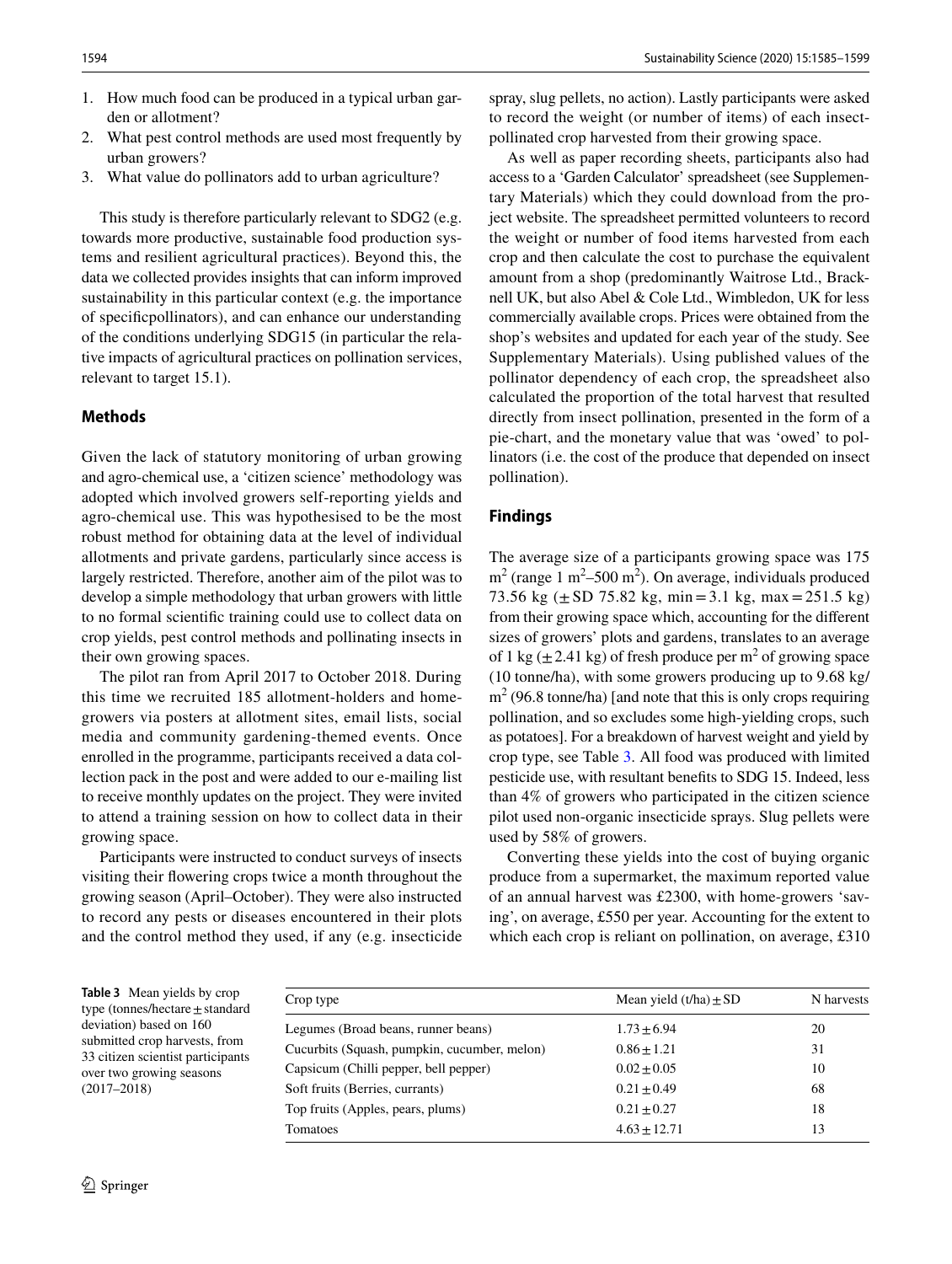1. How much food can be produced in a typical urban garden or allotment?
2. What pest control methods are used most frequently by urban growers?
3. What value do pollinators add to urban agriculture?

This study is therefore particularly relevant to SDG2 (e.g. towards more productive, sustainable food production systems and resilient agricultural practices). Beyond this, the data we collected provides insights that can inform improved sustainability in this particular context (e.g. the importance of specificpollinators), and can enhance our understanding of the conditions underlying SDG15 (in particular the relative impacts of agricultural practices on pollination services, relevant to target 15.1).

## Methods

Given the lack of statutory monitoring of urban growing and agro-chemical use, a 'citizen science' methodology was adopted which involved growers self-reporting yields and agro-chemical use. This was hypothesised to be the most robust method for obtaining data at the level of individual allotments and private gardens, particularly since access is largely restricted. Therefore, another aim of the pilot was to develop a simple methodology that urban growers with little to no formal scientific training could use to collect data on crop yields, pest control methods and pollinating insects in their own growing spaces.

The pilot ran from April 2017 to October 2018. During this time we recruited 185 allotment-holders and home-growers via posters at allotment sites, email lists, social media and community gardening-themed events. Once enrolled in the programme, participants received a data collection pack in the post and were added to our e-mailing list to receive monthly updates on the project. They were invited to attend a training session on how to collect data in their growing space.

Participants were instructed to conduct surveys of insects visiting their flowering crops twice a month throughout the growing season (April–October). They were also instructed to record any pests or diseases encountered in their plots and the control method they used, if any (e.g. insecticide spray, slug pellets, no action). Lastly participants were asked to record the weight (or number of items) of each insect-pollinated crop harvested from their growing space.

As well as paper recording sheets, participants also had access to a 'Garden Calculator' spreadsheet (see Supplementary Materials) which they could download from the project website. The spreadsheet permitted volunteers to record the weight or number of food items harvested from each crop and then calculate the cost to purchase the equivalent amount from a shop (predominantly Waitrose Ltd., Bracknell UK, but also Abel & Cole Ltd., Wimbledon, UK for less commercially available crops. Prices were obtained from the shop's websites and updated for each year of the study. See Supplementary Materials). Using published values of the pollinator dependency of each crop, the spreadsheet also calculated the proportion of the total harvest that resulted directly from insect pollination, presented in the form of a pie-chart, and the monetary value that was 'owed' to pollinators (i.e. the cost of the produce that depended on insect pollination).

## Findings

The average size of a participants growing space was 175 $m^2$ (range 1 $m^2$–500 $m^2$). On average, individuals produced 73.56 kg ($\pm$ SD 75.82 kg, min = 3.1 kg, max = 251.5 kg) from their growing space which, accounting for the different sizes of growers' plots and gardens, translates to an average of 1 kg ($\pm$ 2.41 kg) of fresh produce per $m^2$ of growing space (10 tonne/ha), with some growers producing up to 9.68 kg/$m^2$ (96.8 tonne/ha) [and note that this is only crops requiring pollination, and so excludes some high-yielding crops, such as potatoes]. For a breakdown of harvest weight and yield by crop type, see Table 3. All food was produced with limited pesticide use, with resultant benefits to SDG 15. Indeed, less than 4% of growers who participated in the citizen science pilot used non-organic insecticide sprays. Slug pellets were used by 58% of growers.

Converting these yields into the cost of buying organic produce from a supermarket, the maximum reported value of an annual harvest was £2300, with home-growers 'saving', on average, £550 per year. Accounting for the extent to which each crop is reliant on pollination, on average, £310

**Table 3** Mean yields by crop type (tonnes/hectare ± standard deviation) based on 160 submitted crop harvests, from 33 citizen scientist participants over two growing seasons (2017–2018)

| Crop type | Mean yield (t/ha) ± SD | N harvests |
|---|---|---|
| Legumes (Broad beans, runner beans) | 1.73 ± 6.94 | 20 |
| Cucurbits (Squash, pumpkin, cucumber, melon) | 0.86 ± 1.21 | 31 |
| Capsicum (Chilli pepper, bell pepper) | 0.02 ± 0.05 | 10 |
| Soft fruits (Berries, currants) | 0.21 ± 0.49 | 68 |
| Top fruits (Apples, pears, plums) | 0.21 ± 0.27 | 18 |
| Tomatoes | 4.63 ± 12.71 | 13 |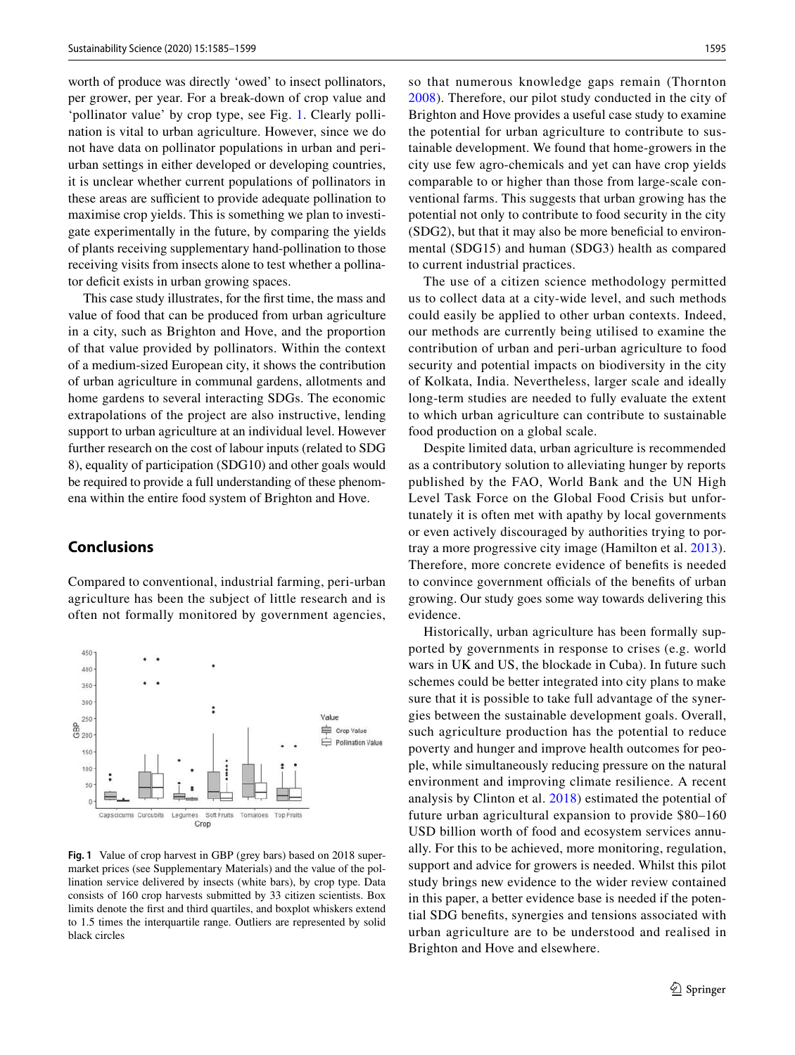worth of produce was directly 'owed' to insect pollinators, per grower, per year. For a break-down of crop value and 'pollinator value' by crop type, see Fig. 1. Clearly pollination is vital to urban agriculture. However, since we do not have data on pollinator populations in urban and peri-urban settings in either developed or developing countries, it is unclear whether current populations of pollinators in these areas are sufficient to provide adequate pollination to maximise crop yields. This is something we plan to investigate experimentally in the future, by comparing the yields of plants receiving supplementary hand-pollination to those receiving visits from insects alone to test whether a pollinator deficit exists in urban growing spaces.

This case study illustrates, for the first time, the mass and value of food that can be produced from urban agriculture in a city, such as Brighton and Hove, and the proportion of that value provided by pollinators. Within the context of a medium-sized European city, it shows the contribution of urban agriculture in communal gardens, allotments and home gardens to several interacting SDGs. The economic extrapolations of the project are also instructive, lending support to urban agriculture at an individual level. However further research on the cost of labour inputs (related to SDG 8), equality of participation (SDG10) and other goals would be required to provide a full understanding of these phenomena within the entire food system of Brighton and Hove.

## Conclusions

Compared to conventional, industrial farming, peri-urban agriculture has been the subject of little research and is often not formally monitored by government agencies, so that numerous knowledge gaps remain (Thornton 2008). Therefore, our pilot study conducted in the city of Brighton and Hove provides a useful case study to examine the potential for urban agriculture to contribute to sustainable development. We found that home-growers in the city use few agro-chemicals and yet can have crop yields comparable to or higher than those from large-scale conventional farms. This suggests that urban growing has the potential not only to contribute to food security in the city (SDG2), but that it may also be more beneficial to environmental (SDG15) and human (SDG3) health as compared to current industrial practices.

The use of a citizen science methodology permitted us to collect data at a city-wide level, and such methods could easily be applied to other urban contexts. Indeed, our methods are currently being utilised to examine the contribution of urban and peri-urban agriculture to food security and potential impacts on biodiversity in the city of Kolkata, India. Nevertheless, larger scale and ideally long-term studies are needed to fully evaluate the extent to which urban agriculture can contribute to sustainable food production on a global scale.

Despite limited data, urban agriculture is recommended as a contributory solution to alleviating hunger by reports published by the FAO, World Bank and the UN High Level Task Force on the Global Food Crisis but unfortunately it is often met with apathy by local governments or even actively discouraged by authorities trying to portray a more progressive city image (Hamilton et al. 2013). Therefore, more concrete evidence of benefits is needed to convince government officials of the benefits of urban growing. Our study goes some way towards delivering this evidence.

Historically, urban agriculture has been formally supported by governments in response to crises (e.g. world wars in UK and US, the blockade in Cuba). In future such schemes could be better integrated into city plans to make sure that it is possible to take full advantage of the synergies between the sustainable development goals. Overall, such agriculture production has the potential to reduce poverty and hunger and improve health outcomes for people, while simultaneously reducing pressure on the natural environment and improving climate resilience. A recent analysis by Clinton et al. 2018) estimated the potential of future urban agricultural expansion to provide \$80–160 USD billion worth of food and ecosystem services annually. For this to be achieved, more monitoring, regulation, support and advice for growers is needed. Whilst this pilot study brings new evidence to the wider review contained in this paper, a better evidence base is needed if the potential SDG benefits, synergies and tensions associated with urban agriculture are to be understood and realised in Brighton and Hove and elsewhere.

GBP
0
50
100
150
200
250
300
350
400
450
Capsicums Curcubits Legumes Soft Fruits Tomatoes Top Fruits
Crop
Value
Crop Value
Pollination Value

**Fig. 1** Value of crop harvest in GBP (grey bars) based on 2018 supermarket prices (see Supplementary Materials) and the value of the pollination service delivered by insects (white bars), by crop type. Data consists of 160 crop harvests submitted by 33 citizen scientists. Box limits denote the first and third quartiles, and boxplot whiskers extend to 1.5 times the interquartile range. Outliers are represented by solid black circles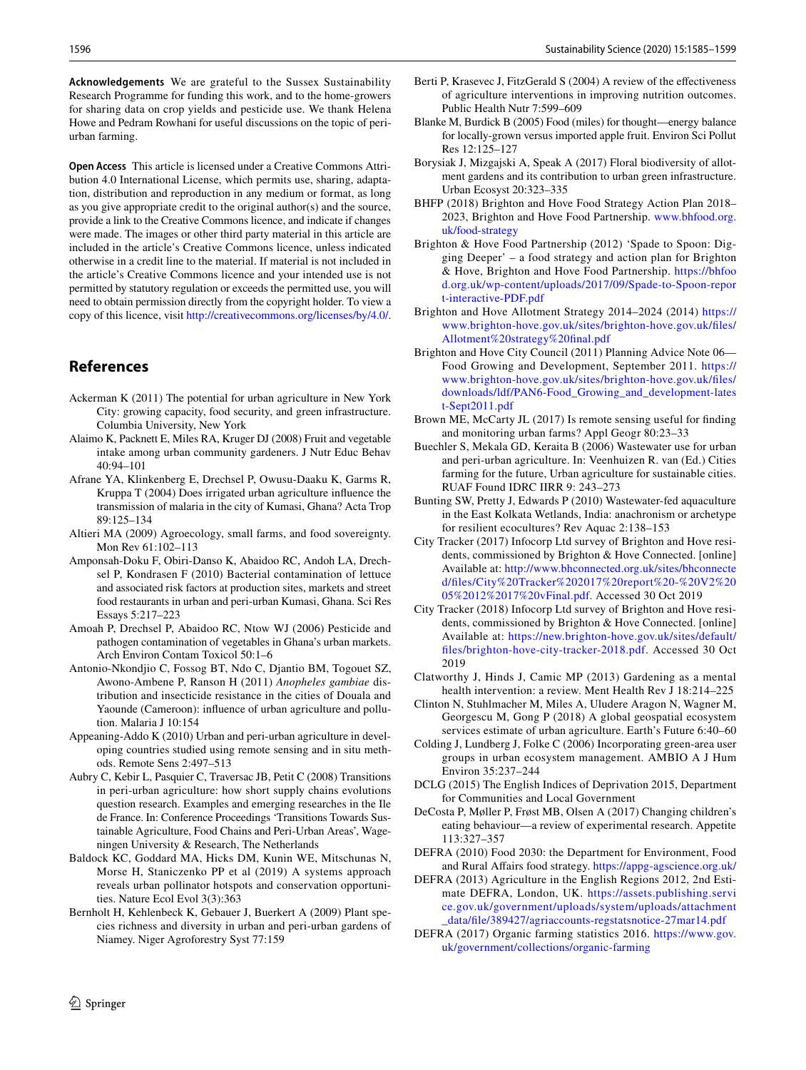**Acknowledgements** We are grateful to the Sussex Sustainability Research Programme for funding this work, and to the home-growers for sharing data on crop yields and pesticide use. We thank Helena Howe and Pedram Rowhani for useful discussions on the topic of peri-urban farming.

**Open Access** This article is licensed under a Creative Commons Attribution 4.0 International License, which permits use, sharing, adaptation, distribution and reproduction in any medium or format, as long as you give appropriate credit to the original author(s) and the source, provide a link to the Creative Commons licence, and indicate if changes were made. The images or other third party material in this article are included in the article's Creative Commons licence, unless indicated otherwise in a credit line to the material. If material is not included in the article's Creative Commons licence and your intended use is not permitted by statutory regulation or exceeds the permitted use, you will need to obtain permission directly from the copyright holder. To view a copy of this licence, visit http://creativecommons.org/licenses/by/4.0/.

## References

Ackerman K (2011) The potential for urban agriculture in New York City: growing capacity, food security, and green infrastructure. Columbia University, New York

Alaimo K, Packnett E, Miles RA, Kruger DJ (2008) Fruit and vegetable intake among urban community gardeners. J Nutr Educ Behav 40:94–101

Afrane YA, Klinkenberg E, Drechsel P, Owusu-Daaku K, Garms R, Kruppa T (2004) Does irrigated urban agriculture influence the transmission of malaria in the city of Kumasi, Ghana? Acta Trop 89:125–134

Altieri MA (2009) Agroecology, small farms, and food sovereignty. Mon Rev 61:102–113

Amponsah-Doku F, Obiri-Danso K, Abaidoo RC, Andoh LA, Drechsel P, Kondrasen F (2010) Bacterial contamination of lettuce and associated risk factors at production sites, markets and street food restaurants in urban and peri-urban Kumasi, Ghana. Sci Res Essays 5:217–223

Amoah P, Drechsel P, Abaidoo RC, Ntow WJ (2006) Pesticide and pathogen contamination of vegetables in Ghana's urban markets. Arch Environ Contam Toxicol 50:1–6

Antonio-Nkondjio C, Fossog BT, Ndo C, Djantio BM, Togouet SZ, Awono-Ambene P, Ranson H (2011) *Anopheles gambiae* distribution and insecticide resistance in the cities of Douala and Yaounde (Cameroon): influence of urban agriculture and pollution. Malaria J 10:154

Appeaing-Addo K (2010) Urban and peri-urban agriculture in developing countries studied using remote sensing and in situ methods. Remote Sens 2:497–513

Aubry C, Kebir L, Pasquier C, Traversac JB, Petit C (2008) Transitions in peri-urban agriculture: how short supply chains evolutions question research. Examples and emerging researches in the Ile de France. In: Conference Proceedings 'Transitions Towards Sustainable Agriculture, Food Chains and Peri-Urban Areas', Wageningen University & Research, The Netherlands

Baldock KC, Goddard MA, Hicks DM, Kunin WE, Mitschunas N, Morse H, Staniczenko PP et al (2019) A systems approach reveals urban pollinator hotspots and conservation opportunities. Nature Ecol Evol 3(3):363

Bernholt H, Kehlenbeck K, Gebauer J, Buerkert A (2009) Plant species richness and diversity in urban and peri-urban gardens of Niamey. Niger Agroforestry Syst 77:159

Berti P, Krasevec J, FitzGerald S (2004) A review of the effectiveness of agriculture interventions in improving nutrition outcomes. Public Health Nutr 7:599–609

Blanke M, Burdick B (2005) Food (miles) for thought—energy balance for locally-grown versus imported apple fruit. Environ Sci Pollut Res 12:125–127

Borysiak J, Mizgajski A, Speak A (2017) Floral biodiversity of allotment gardens and its contribution to urban green infrastructure. Urban Ecosyst 20:323–335

BHFP (2018) Brighton and Hove Food Strategy Action Plan 2018–2023, Brighton and Hove Food Partnership. www.bhfood.org.uk/food-strategy

Brighton & Hove Food Partnership (2012) 'Spade to Spoon: Digging Deeper' – a food strategy and action plan for Brighton & Hove, Brighton and Hove Food Partnership. https://bhfood.org.uk/wp-content/uploads/2017/09/Spade-to-Spoon-report-interactive-PDF.pdf

Brighton and Hove Allotment Strategy 2014–2024 (2014) https://www.brighton-hove.gov.uk/sites/brighton-hove.gov.uk/files/Allotment%20strategy%20final.pdf

Brighton and Hove City Council (2011) Planning Advice Note 06—Food Growing and Development, September 2011. https://www.brighton-hove.gov.uk/sites/brighton-hove.gov.uk/files/downloads/ldf/PAN6-Food_Growing_and_development-latest-Sept2011.pdf

Brown ME, McCarty JL (2017) Is remote sensing useful for finding and monitoring urban farms? Appl Geogr 80:23–33

Buechler S, Mekala GD, Keraita B (2006) Wastewater use for urban and peri-urban agriculture. In: Veenhuizen R. van (Ed.) Cities farming for the future, Urban agriculture for sustainable cities. RUAF Found IDRC IIRR 9: 243–273

Bunting SW, Pretty J, Edwards P (2010) Wastewater-fed aquaculture in the East Kolkata Wetlands, India: anachronism or archetype for resilient ecocultures? Rev Aquac 2:138–153

City Tracker (2017) Infocorp Ltd survey of Brighton and Hove residents, commissioned by Brighton & Hove Connected. [online] Available at: http://www.bhconnected.org.uk/sites/bhconnected/files/City%20Tracker%202017%20report%20-%20V2%2005%2012%2017%20vFinal.pdf. Accessed 30 Oct 2019

City Tracker (2018) Infocorp Ltd survey of Brighton and Hove residents, commissioned by Brighton & Hove Connected. [online] Available at: https://new.brighton-hove.gov.uk/sites/default/files/brighton-hove-city-tracker-2018.pdf. Accessed 30 Oct 2019

Clatworthy J, Hinds J, Camic MP (2013) Gardening as a mental health intervention: a review. Ment Health Rev J 18:214–225

Clinton N, Stuhlmacher M, Miles A, Uludere Aragon N, Wagner M, Georgescu M, Gong P (2018) A global geospatial ecosystem services estimate of urban agriculture. Earth's Future 6:40–60

Colding J, Lundberg J, Folke C (2006) Incorporating green-area user groups in urban ecosystem management. AMBIO A J Hum Environ 35:237–244

DCLG (2015) The English Indices of Deprivation 2015, Department for Communities and Local Government

DeCosta P, Møller P, Frøst MB, Olsen A (2017) Changing children's eating behaviour—a review of experimental research. Appetite 113:327–357

DEFRA (2010) Food 2030: the Department for Environment, Food and Rural Affairs food strategy. https://appg-agscience.org.uk/

DEFRA (2013) Agriculture in the English Regions 2012, 2nd Estimate DEFRA, London, UK. https://assets.publishing.service.gov.uk/government/uploads/system/uploads/attachment_data/file/389427/agriaccounts-regstatsnotice-27mar14.pdf

DEFRA (2017) Organic farming statistics 2016. https://www.gov.uk/government/collections/organic-farming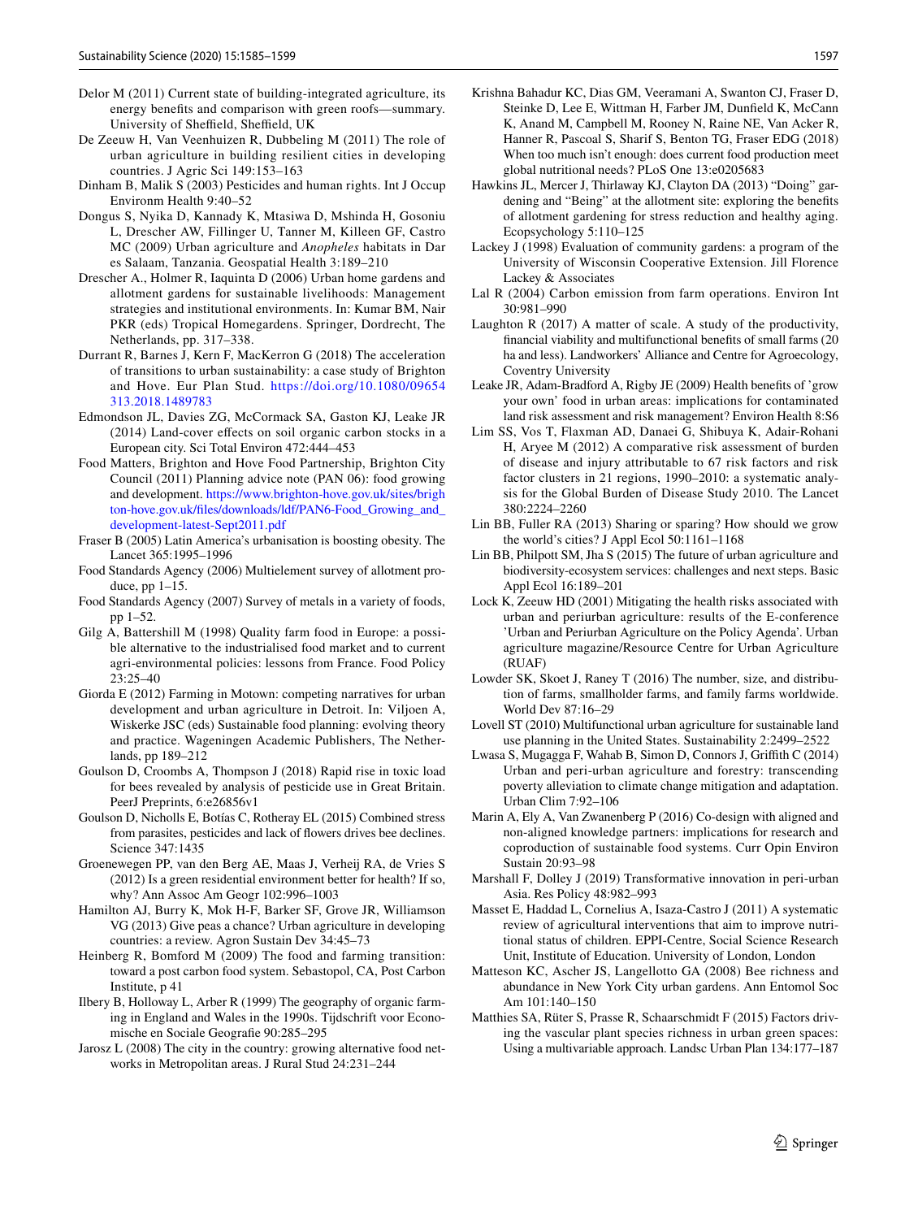Delor M (2011) Current state of building-integrated agriculture, its energy benefits and comparison with green roofs—summary. University of Sheffield, Sheffield, UK

De Zeeuw H, Van Veenhuizen R, Dubbeling M (2011) The role of urban agriculture in building resilient cities in developing countries. J Agric Sci 149:153–163

Dinham B, Malik S (2003) Pesticides and human rights. Int J Occup Environm Health 9:40–52

Dongus S, Nyika D, Kannady K, Mtasiwa D, Mshinda H, Gosoniu L, Drescher AW, Fillinger U, Tanner M, Killeen GF, Castro MC (2009) Urban agriculture and *Anopheles* habitats in Dar es Salaam, Tanzania. Geospatial Health 3:189–210

Drescher A., Holmer R, Iaquinta D (2006) Urban home gardens and allotment gardens for sustainable livelihoods: Management strategies and institutional environments. In: Kumar BM, Nair PKR (eds) Tropical Homegardens. Springer, Dordrecht, The Netherlands, pp. 317–338.

Durrant R, Barnes J, Kern F, MacKerron G (2018) The acceleration of transitions to urban sustainability: a case study of Brighton and Hove. Eur Plan Stud. https://doi.org/10.1080/09654313.2018.1489783

Edmondson JL, Davies ZG, McCormack SA, Gaston KJ, Leake JR (2014) Land-cover effects on soil organic carbon stocks in a European city. Sci Total Environ 472:444–453

Food Matters, Brighton and Hove Food Partnership, Brighton City Council (2011) Planning advice note (PAN 06): food growing and development. https://www.brighton-hove.gov.uk/sites/brighton-hove.gov.uk/files/downloads/ldf/PAN6-Food_Growing_and_development-latest-Sept2011.pdf

Fraser B (2005) Latin America's urbanisation is boosting obesity. The Lancet 365:1995–1996

Food Standards Agency (2006) Multielement survey of allotment produce, pp 1–15.

Food Standards Agency (2007) Survey of metals in a variety of foods, pp 1–52.

Gilg A, Battershill M (1998) Quality farm food in Europe: a possible alternative to the industrialised food market and to current agri-environmental policies: lessons from France. Food Policy 23:25–40

Giorda E (2012) Farming in Motown: competing narratives for urban development and urban agriculture in Detroit. In: Viljoen A, Wiskerke JSC (eds) Sustainable food planning: evolving theory and practice. Wageningen Academic Publishers, The Netherlands, pp 189–212

Goulson D, Croombs A, Thompson J (2018) Rapid rise in toxic load for bees revealed by analysis of pesticide use in Great Britain. PeerJ Preprints, 6:e26856v1

Goulson D, Nicholls E, Botías C, Rotheray EL (2015) Combined stress from parasites, pesticides and lack of flowers drives bee declines. Science 347:1435

Groenewegen PP, van den Berg AE, Maas J, Verheij RA, de Vries S (2012) Is a green residential environment better for health? If so, why? Ann Assoc Am Geogr 102:996–1003

Hamilton AJ, Burry K, Mok H-F, Barker SF, Grove JR, Williamson VG (2013) Give peas a chance? Urban agriculture in developing countries: a review. Agron Sustain Dev 34:45–73

Heinberg R, Bomford M (2009) The food and farming transition: toward a post carbon food system. Sebastopol, CA, Post Carbon Institute, p 41

Ilbery B, Holloway L, Arber R (1999) The geography of organic farming in England and Wales in the 1990s. Tijdschrift voor Economische en Sociale Geografie 90:285–295

Jarosz L (2008) The city in the country: growing alternative food networks in Metropolitan areas. J Rural Stud 24:231–244

Krishna Bahadur KC, Dias GM, Veeramani A, Swanton CJ, Fraser D, Steinke D, Lee E, Wittman H, Farber JM, Dunfield K, McCann K, Anand M, Campbell M, Rooney N, Raine NE, Van Acker R, Hanner R, Pascoal S, Sharif S, Benton TG, Fraser EDG (2018) When too much isn't enough: does current food production meet global nutritional needs? PLoS One 13:e0205683

Hawkins JL, Mercer J, Thirlaway KJ, Clayton DA (2013) "Doing" gardening and "Being" at the allotment site: exploring the benefits of allotment gardening for stress reduction and healthy aging. Ecopsychology 5:110–125

Lackey J (1998) Evaluation of community gardens: a program of the University of Wisconsin Cooperative Extension. Jill Florence Lackey & Associates

Lal R (2004) Carbon emission from farm operations. Environ Int 30:981–990

Laughton R (2017) A matter of scale. A study of the productivity, financial viability and multifunctional benefits of small farms (20 ha and less). Landworkers' Alliance and Centre for Agroecology, Coventry University

Leake JR, Adam-Bradford A, Rigby JE (2009) Health benefits of 'grow your own' food in urban areas: implications for contaminated land risk assessment and risk management? Environ Health 8:S6

Lim SS, Vos T, Flaxman AD, Danaei G, Shibuya K, Adair-Rohani H, Aryee M (2012) A comparative risk assessment of burden of disease and injury attributable to 67 risk factors and risk factor clusters in 21 regions, 1990–2010: a systematic analysis for the Global Burden of Disease Study 2010. The Lancet 380:2224–2260

Lin BB, Fuller RA (2013) Sharing or sparing? How should we grow the world's cities? J Appl Ecol 50:1161–1168

Lin BB, Philpott SM, Jha S (2015) The future of urban agriculture and biodiversity-ecosystem services: challenges and next steps. Basic Appl Ecol 16:189–201

Lock K, Zeeuw HD (2001) Mitigating the health risks associated with urban and periurban agriculture: results of the E-conference 'Urban and Periurban Agriculture on the Policy Agenda'. Urban agriculture magazine/Resource Centre for Urban Agriculture (RUAF)

Lowder SK, Skoet J, Raney T (2016) The number, size, and distribution of farms, smallholder farms, and family farms worldwide. World Dev 87:16–29

Lovell ST (2010) Multifunctional urban agriculture for sustainable land use planning in the United States. Sustainability 2:2499–2522

Lwasa S, Mugagga F, Wahab B, Simon D, Connors J, Griffith C (2014) Urban and peri-urban agriculture and forestry: transcending poverty alleviation to climate change mitigation and adaptation. Urban Clim 7:92–106

Marin A, Ely A, Van Zwanenberg P (2016) Co-design with aligned and non-aligned knowledge partners: implications for research and coproduction of sustainable food systems. Curr Opin Environ Sustain 20:93–98

Marshall F, Dolley J (2019) Transformative innovation in peri-urban Asia. Res Policy 48:982–993

Masset E, Haddad L, Cornelius A, Isaza-Castro J (2011) A systematic review of agricultural interventions that aim to improve nutritional status of children. EPPI-Centre, Social Science Research Unit, Institute of Education. University of London, London

Matteson KC, Ascher JS, Langellotto GA (2008) Bee richness and abundance in New York City urban gardens. Ann Entomol Soc Am 101:140–150

Matthies SA, Rüter S, Prasse R, Schaarschmidt F (2015) Factors driving the vascular plant species richness in urban green spaces: Using a multivariable approach. Landsc Urban Plan 134:177–187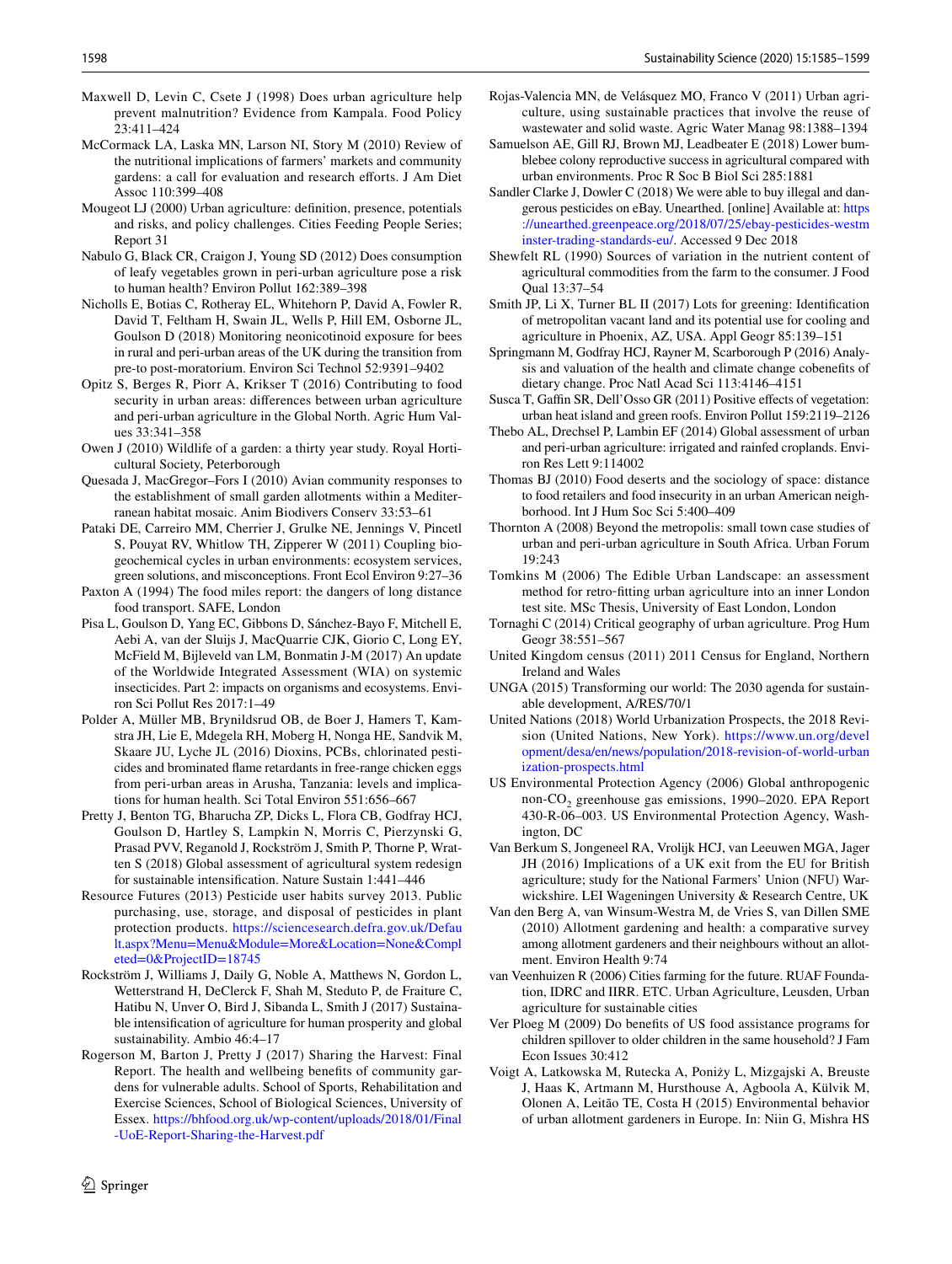Maxwell D, Levin C, Csete J (1998) Does urban agriculture help prevent malnutrition? Evidence from Kampala. Food Policy 23:411–424

McCormack LA, Laska MN, Larson NI, Story M (2010) Review of the nutritional implications of farmers' markets and community gardens: a call for evaluation and research efforts. J Am Diet Assoc 110:399–408

Mougeot LJ (2000) Urban agriculture: definition, presence, potentials and risks, and policy challenges. Cities Feeding People Series; Report 31

Nabulo G, Black CR, Craigon J, Young SD (2012) Does consumption of leafy vegetables grown in peri-urban agriculture pose a risk to human health? Environ Pollut 162:389–398

Nicholls E, Botias C, Rotheray EL, Whitehorn P, David A, Fowler R, David T, Feltham H, Swain JL, Wells P, Hill EM, Osborne JL, Goulson D (2018) Monitoring neonicotinoid exposure for bees in rural and peri-urban areas of the UK during the transition from pre-to post-moratorium. Environ Sci Technol 52:9391–9402

Opitz S, Berges R, Piorr A, Krikser T (2016) Contributing to food security in urban areas: differences between urban agriculture and peri-urban agriculture in the Global North. Agric Hum Values 33:341–358

Owen J (2010) Wildlife of a garden: a thirty year study. Royal Horticultural Society, Peterborough

Quesada J, MacGregor–Fors I (2010) Avian community responses to the establishment of small garden allotments within a Mediterranean habitat mosaic. Anim Biodivers Conserv 33:53–61

Pataki DE, Carreiro MM, Cherrier J, Grulke NE, Jennings V, Pincetl S, Pouyat RV, Whitlow TH, Zipperer W (2011) Coupling biogeochemical cycles in urban environments: ecosystem services, green solutions, and misconceptions. Front Ecol Environ 9:27–36

Paxton A (1994) The food miles report: the dangers of long distance food transport. SAFE, London

Pisa L, Goulson D, Yang EC, Gibbons D, Sánchez-Bayo F, Mitchell E, Aebi A, van der Sluijs J, MacQuarrie CJK, Giorio C, Long EY, McField M, Bijleveld van LM, Bonmatin J-M (2017) An update of the Worldwide Integrated Assessment (WIA) on systemic insecticides. Part 2: impacts on organisms and ecosystems. Environ Sci Pollut Res 2017:1–49

Polder A, Müller MB, Brynildsrud OB, de Boer J, Hamers T, Kamstra JH, Lie E, Mdegela RH, Moberg H, Nonga HE, Sandvik M, Skaare JU, Lyche JL (2016) Dioxins, PCBs, chlorinated pesticides and brominated flame retardants in free-range chicken eggs from peri-urban areas in Arusha, Tanzania: levels and implications for human health. Sci Total Environ 551:656–667

Pretty J, Benton TG, Bharucha ZP, Dicks L, Flora CB, Godfray HCJ, Goulson D, Hartley S, Lampkin N, Morris C, Pierzynski G, Prasad PVV, Reganold J, Rockström J, Smith P, Thorne P, Wratten S (2018) Global assessment of agricultural system redesign for sustainable intensification. Nature Sustain 1:441–446

Resource Futures (2013) Pesticide user habits survey 2013. Public purchasing, use, storage, and disposal of pesticides in plant protection products. https://sciencesearch.defra.gov.uk/Default.aspx?Menu=Menu&Module=More&Location=None&Completed=0&ProjectID=18745

Rockström J, Williams J, Daily G, Noble A, Matthews N, Gordon L, Wetterstrand H, DeClerck F, Shah M, Steduto P, de Fraiture C, Hatibu N, Unver O, Bird J, Sibanda L, Smith J (2017) Sustainable intensification of agriculture for human prosperity and global sustainability. Ambio 46:4–17

Rogerson M, Barton J, Pretty J (2017) Sharing the Harvest: Final Report. The health and wellbeing benefits of community gardens for vulnerable adults. School of Sports, Rehabilitation and Exercise Sciences, School of Biological Sciences, University of Essex. https://bhfood.org.uk/wp-content/uploads/2018/01/Final-UoE-Report-Sharing-the-Harvest.pdf

Rojas-Valencia MN, de Velásquez MO, Franco V (2011) Urban agriculture, using sustainable practices that involve the reuse of wastewater and solid waste. Agric Water Manag 98:1388–1394

Samuelson AE, Gill RJ, Brown MJ, Leadbeater E (2018) Lower bumblebee colony reproductive success in agricultural compared with urban environments. Proc R Soc B Biol Sci 285:1881

Sandler Clarke J, Dowler C (2018) We were able to buy illegal and dangerous pesticides on eBay. Unearthed. [online] Available at: https://unearthed.greenpeace.org/2018/07/25/ebay-pesticides-westminster-trading-standards-eu/. Accessed 9 Dec 2018

Shewfelt RL (1990) Sources of variation in the nutrient content of agricultural commodities from the farm to the consumer. J Food Qual 13:37–54

Smith JP, Li X, Turner BL II (2017) Lots for greening: Identification of metropolitan vacant land and its potential use for cooling and agriculture in Phoenix, AZ, USA. Appl Geogr 85:139–151

Springmann M, Godfray HCJ, Rayner M, Scarborough P (2016) Analysis and valuation of the health and climate change cobenefits of dietary change. Proc Natl Acad Sci 113:4146–4151

Susca T, Gaffin SR, Dell'Osso GR (2011) Positive effects of vegetation: urban heat island and green roofs. Environ Pollut 159:2119–2126

Thebo AL, Drechsel P, Lambin EF (2014) Global assessment of urban and peri-urban agriculture: irrigated and rainfed croplands. Environ Res Lett 9:114002

Thomas BJ (2010) Food deserts and the sociology of space: distance to food retailers and food insecurity in an urban American neighborhood. Int J Hum Soc Sci 5:400–409

Thornton A (2008) Beyond the metropolis: small town case studies of urban and peri-urban agriculture in South Africa. Urban Forum 19:243

Tomkins M (2006) The Edible Urban Landscape: an assessment method for retro-fitting urban agriculture into an inner London test site. MSc Thesis, University of East London, London

Tornaghi C (2014) Critical geography of urban agriculture. Prog Hum Geogr 38:551–567

United Kingdom census (2011) 2011 Census for England, Northern Ireland and Wales

UNGA (2015) Transforming our world: The 2030 agenda for sustainable development, A/RES/70/1

United Nations (2018) World Urbanization Prospects, the 2018 Revision (United Nations, New York). https://www.un.org/development/desa/en/news/population/2018-revision-of-world-urbanization-prospects.html

US Environmental Protection Agency (2006) Global anthropogenic non-$CO_2$ greenhouse gas emissions, 1990–2020. EPA Report 430-R-06–003. US Environmental Protection Agency, Washington, DC

Van Berkum S, Jongeneel RA, Vrolijk HCJ, van Leeuwen MGA, Jager JH (2016) Implications of a UK exit from the EU for British agriculture; study for the National Farmers' Union (NFU) Warwickshire. LEI Wageningen University & Research Centre, UK

Van den Berg A, van Winsum-Westra M, de Vries S, van Dillen SME (2010) Allotment gardening and health: a comparative survey among allotment gardeners and their neighbours without an allotment. Environ Health 9:74

van Veenhuizen R (2006) Cities farming for the future. RUAF Foundation, IDRC and IIRR. ETC. Urban Agriculture, Leusden, Urban agriculture for sustainable cities

Ver Ploeg M (2009) Do benefits of US food assistance programs for children spillover to older children in the same household? J Fam Econ Issues 30:412

Voigt A, Latkowska M, Rutecka A, Poniży L, Mizgajski A, Breuste J, Haas K, Artmann M, Hursthouse A, Agboola A, Külvik M, Olonen A, Leitão TE, Costa H (2015) Environmental behavior of urban allotment gardeners in Europe. In: Niin G, Mishra HS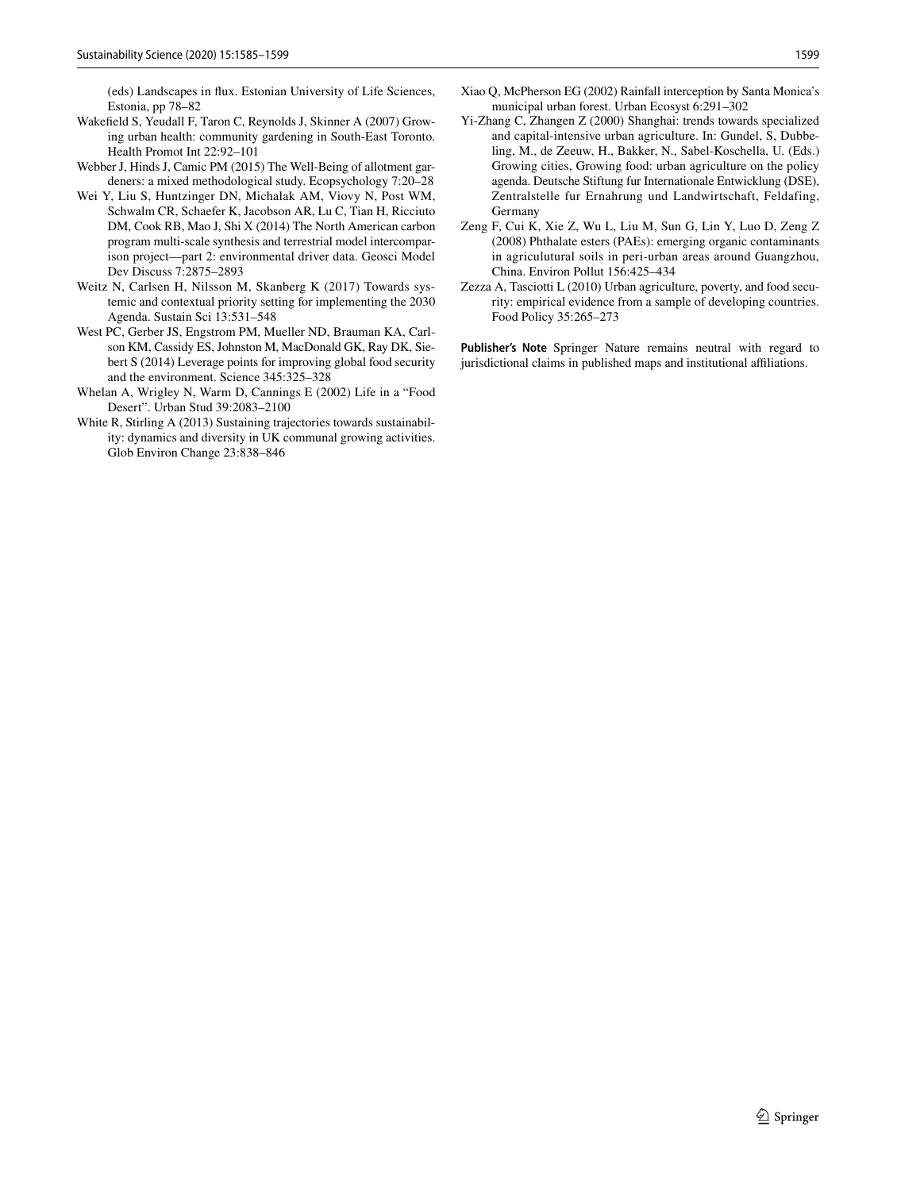(eds) Landscapes in flux. Estonian University of Life Sciences, Estonia, pp 78–82

Wakefield S, Yeudall F, Taron C, Reynolds J, Skinner A (2007) Growing urban health: community gardening in South-East Toronto. Health Promot Int 22:92–101

Webber J, Hinds J, Camic PM (2015) The Well-Being of allotment gardeners: a mixed methodological study. Ecopsychology 7:20–28

Wei Y, Liu S, Huntzinger DN, Michalak AM, Viovy N, Post WM, Schwalm CR, Schaefer K, Jacobson AR, Lu C, Tian H, Ricciuto DM, Cook RB, Mao J, Shi X (2014) The North American carbon program multi-scale synthesis and terrestrial model intercomparison project—part 2: environmental driver data. Geosci Model Dev Discuss 7:2875–2893

Weitz N, Carlsen H, Nilsson M, Skanberg K (2017) Towards systemic and contextual priority setting for implementing the 2030 Agenda. Sustain Sci 13:531–548

West PC, Gerber JS, Engstrom PM, Mueller ND, Brauman KA, Carlson KM, Cassidy ES, Johnston M, MacDonald GK, Ray DK, Siebert S (2014) Leverage points for improving global food security and the environment. Science 345:325–328

Whelan A, Wrigley N, Warm D, Cannings E (2002) Life in a "Food Desert". Urban Stud 39:2083–2100

White R, Stirling A (2013) Sustaining trajectories towards sustainability: dynamics and diversity in UK communal growing activities. Glob Environ Change 23:838–846

Xiao Q, McPherson EG (2002) Rainfall interception by Santa Monica's municipal urban forest. Urban Ecosyst 6:291–302

Yi-Zhang C, Zhangen Z (2000) Shanghai: trends towards specialized and capital-intensive urban agriculture. In: Gundel, S, Dubbeling, M., de Zeeuw, H., Bakker, N., Sabel-Koschella, U. (Eds.) Growing cities, Growing food: urban agriculture on the policy agenda. Deutsche Stiftung fur Internationale Entwicklung (DSE), Zentralstelle fur Ernahrung und Landwirtschaft, Feldafing, Germany

Zeng F, Cui K, Xie Z, Wu L, Liu M, Sun G, Lin Y, Luo D, Zeng Z (2008) Phthalate esters (PAEs): emerging organic contaminants in agriculutural soils in peri-urban areas around Guangzhou, China. Environ Pollut 156:425–434

Zezza A, Tasciotti L (2010) Urban agriculture, poverty, and food security: empirical evidence from a sample of developing countries. Food Policy 35:265–273

**Publisher's Note** Springer Nature remains neutral with regard to jurisdictional claims in published maps and institutional affiliations.